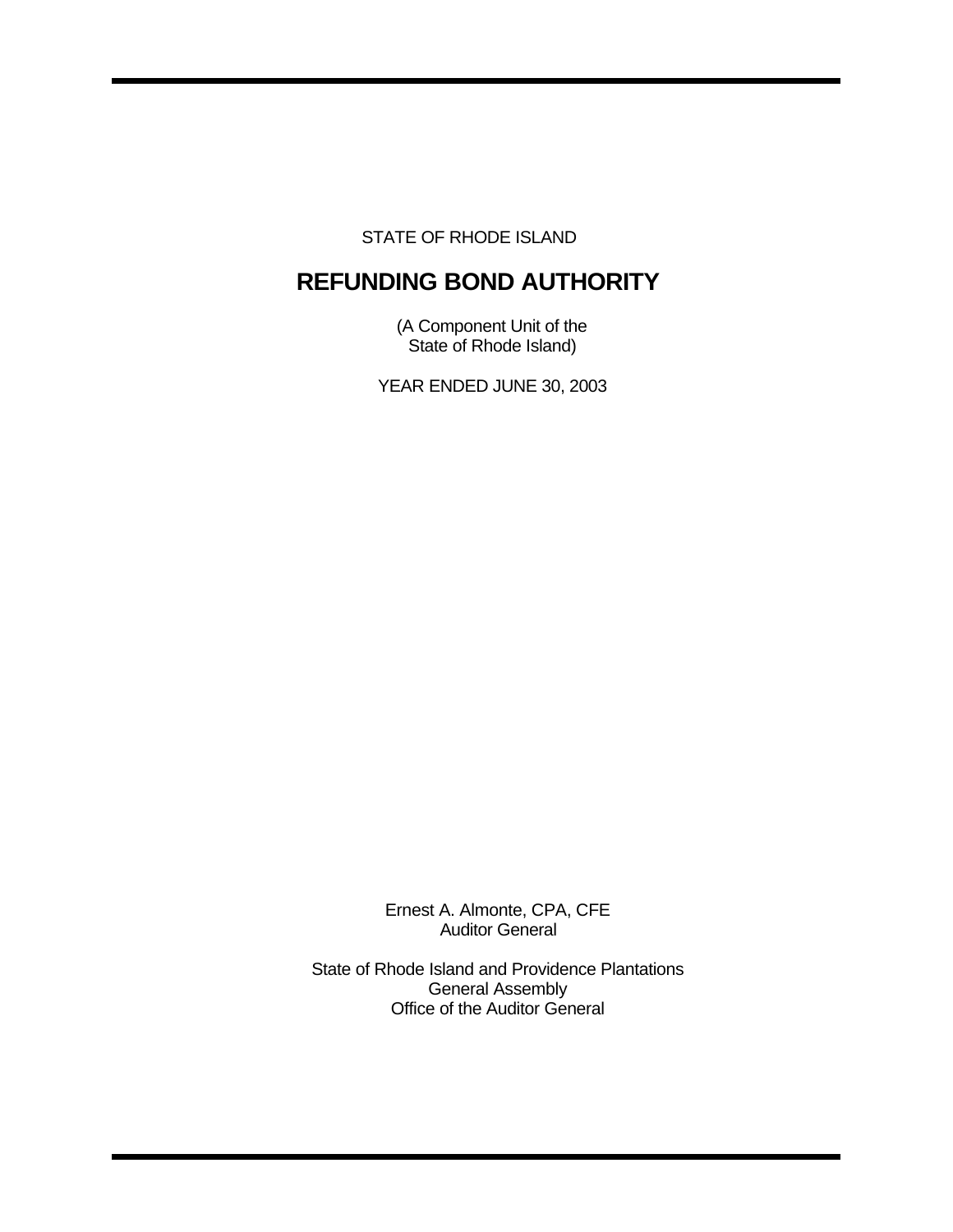STATE OF RHODE ISLAND

# REFUNDING BOND AUTHORITY

(A Component Unit of the
State of Rhode Island)

YEAR ENDED JUNE 30, 2003

Ernest A. Almonte, CPA, CFE
Auditor General

State of Rhode Island and Providence Plantations
General Assembly
Office of the Auditor General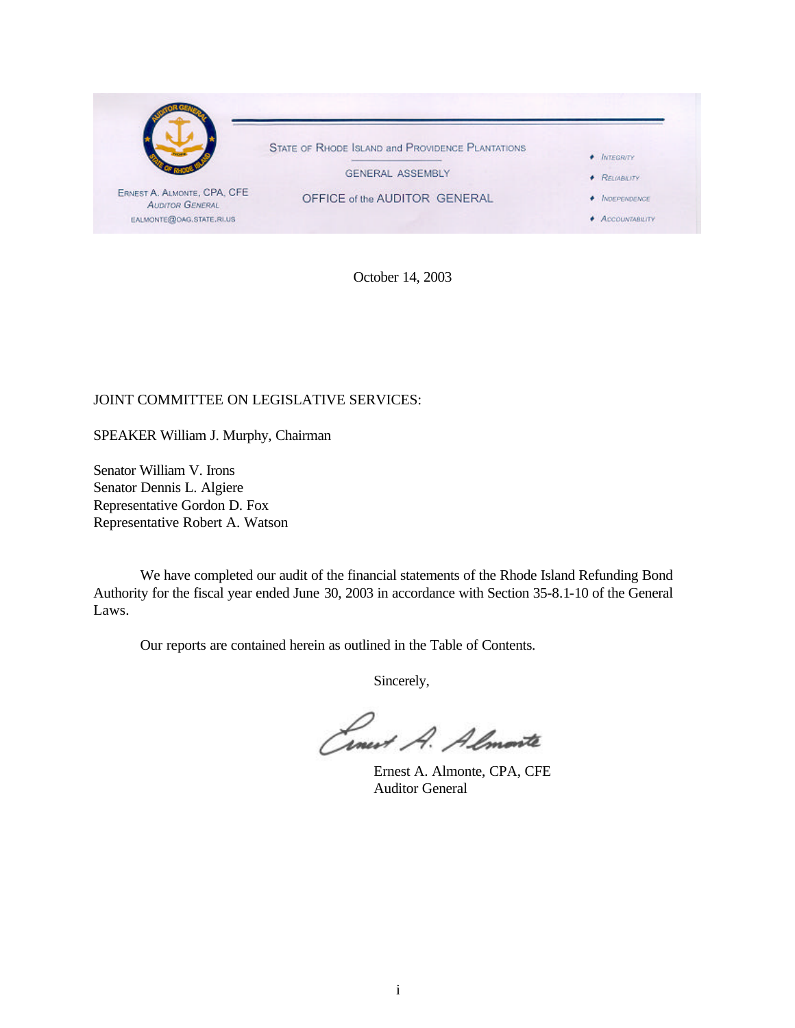ERNEST A. ALMONTE, CPA, CFE
AUDITOR GENERAL
EALMONTE@OAG.STATE.RI.US

STATE OF RHODE ISLAND and PROVIDENCE PLANTATIONS

GENERAL ASSEMBLY

OFFICE of the AUDITOR GENERAL

- INTEGRITY
- RELIABILITY
- INDEPENDENCE
- ACCOUNTABILITY

October 14, 2003

JOINT COMMITTEE ON LEGISLATIVE SERVICES:

SPEAKER William J. Murphy, Chairman

Senator William V. Irons
Senator Dennis L. Algiere
Representative Gordon D. Fox
Representative Robert A. Watson

We have completed our audit of the financial statements of the Rhode Island Refunding Bond Authority for the fiscal year ended June 30, 2003 in accordance with Section 35-8.1-10 of the General Laws.

Our reports are contained herein as outlined in the Table of Contents.

Sincerely,

Ernest A. Almonte, CPA, CFE
Auditor General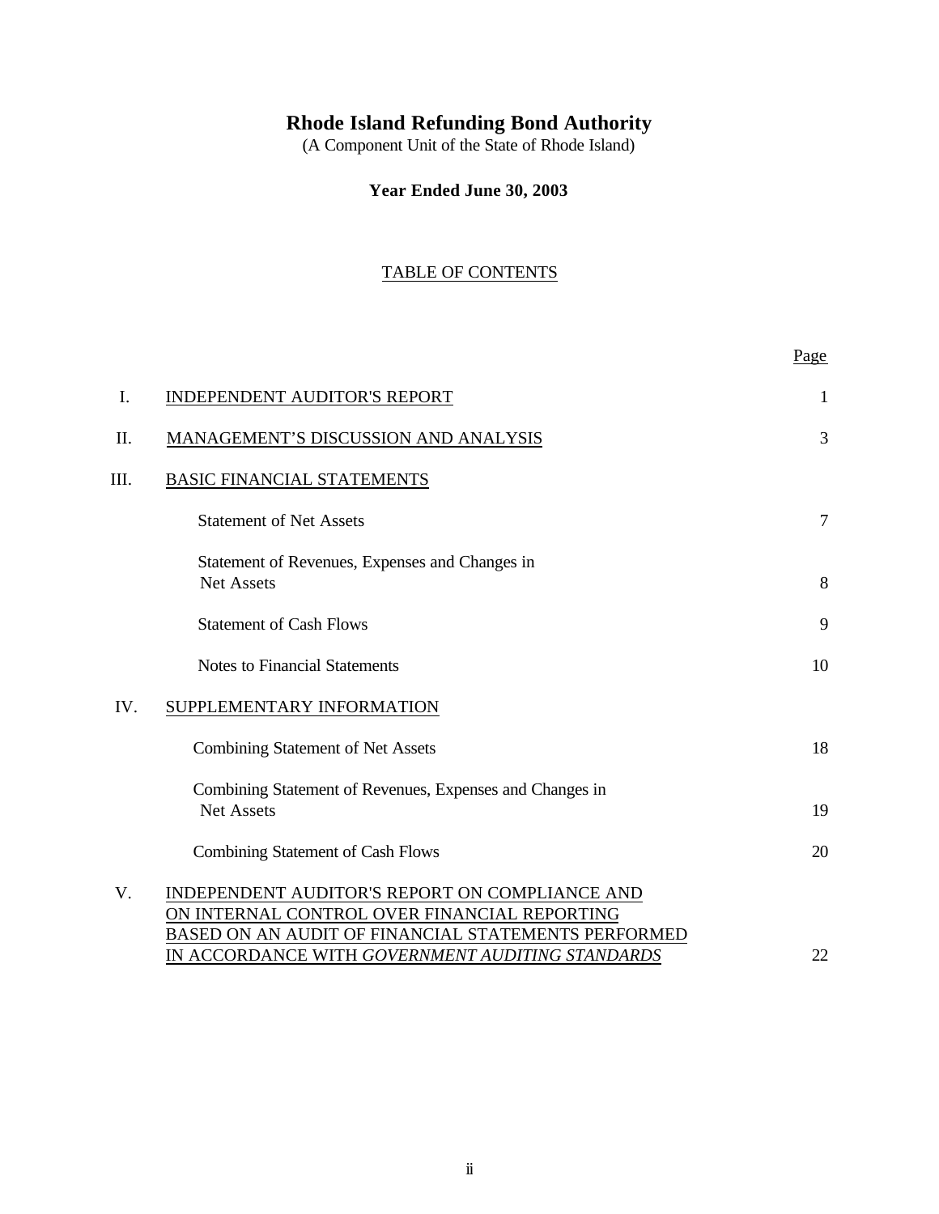# Rhode Island Refunding Bond Authority

(A Component Unit of the State of Rhode Island)

**Year Ended June 30, 2003**

## TABLE OF CONTENTS

| | | Page |
|---|---|---|
| I. | INDEPENDENT AUDITOR'S REPORT | 1 |
| II. | MANAGEMENT'S DISCUSSION AND ANALYSIS | 3 |
| III. | BASIC FINANCIAL STATEMENTS | |
| | Statement of Net Assets | 7 |
| | Statement of Revenues, Expenses and Changes in Net Assets | 8 |
| | Statement of Cash Flows | 9 |
| | Notes to Financial Statements | 10 |
| IV. | SUPPLEMENTARY INFORMATION | |
| | Combining Statement of Net Assets | 18 |
| | Combining Statement of Revenues, Expenses and Changes in Net Assets | 19 |
| | Combining Statement of Cash Flows | 20 |
| V. | INDEPENDENT AUDITOR'S REPORT ON COMPLIANCE AND ON INTERNAL CONTROL OVER FINANCIAL REPORTING BASED ON AN AUDIT OF FINANCIAL STATEMENTS PERFORMED IN ACCORDANCE WITH *GOVERNMENT AUDITING STANDARDS* | 22 |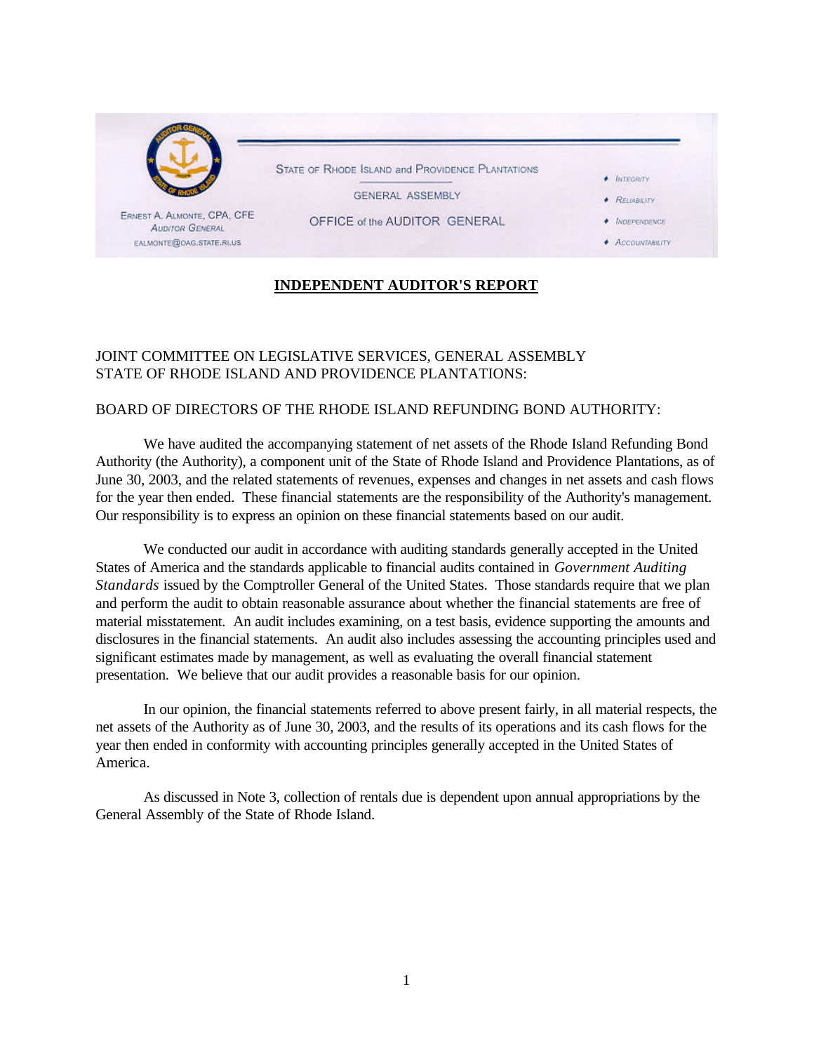Ernest A. Almonte, CPA, CFE
Auditor General
EALMONTE@OAG.STATE.RI.US

State of Rhode Island and Providence Plantations

General Assembly

Office of the Auditor General

- Integrity
- Reliability
- Independence
- Accountability

## INDEPENDENT AUDITOR'S REPORT

JOINT COMMITTEE ON LEGISLATIVE SERVICES, GENERAL ASSEMBLY
STATE OF RHODE ISLAND AND PROVIDENCE PLANTATIONS:

BOARD OF DIRECTORS OF THE RHODE ISLAND REFUNDING BOND AUTHORITY:

We have audited the accompanying statement of net assets of the Rhode Island Refunding Bond Authority (the Authority), a component unit of the State of Rhode Island and Providence Plantations, as of June 30, 2003, and the related statements of revenues, expenses and changes in net assets and cash flows for the year then ended. These financial statements are the responsibility of the Authority's management. Our responsibility is to express an opinion on these financial statements based on our audit.

We conducted our audit in accordance with auditing standards generally accepted in the United States of America and the standards applicable to financial audits contained in *Government Auditing Standards* issued by the Comptroller General of the United States. Those standards require that we plan and perform the audit to obtain reasonable assurance about whether the financial statements are free of material misstatement. An audit includes examining, on a test basis, evidence supporting the amounts and disclosures in the financial statements. An audit also includes assessing the accounting principles used and significant estimates made by management, as well as evaluating the overall financial statement presentation. We believe that our audit provides a reasonable basis for our opinion.

In our opinion, the financial statements referred to above present fairly, in all material respects, the net assets of the Authority as of June 30, 2003, and the results of its operations and its cash flows for the year then ended in conformity with accounting principles generally accepted in the United States of America.

As discussed in Note 3, collection of rentals due is dependent upon annual appropriations by the General Assembly of the State of Rhode Island.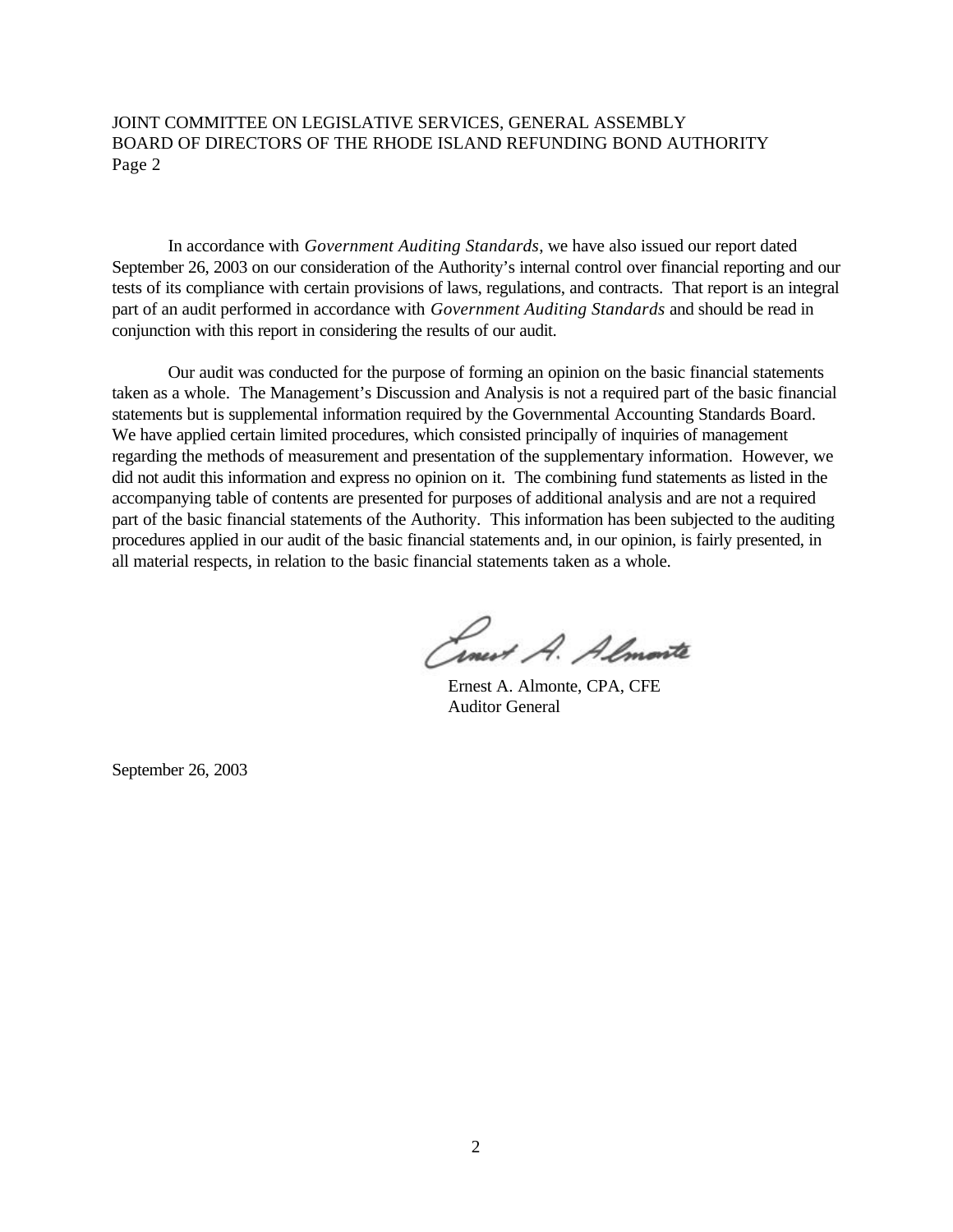In accordance with *Government Auditing Standards*, we have also issued our report dated September 26, 2003 on our consideration of the Authority's internal control over financial reporting and our tests of its compliance with certain provisions of laws, regulations, and contracts. That report is an integral part of an audit performed in accordance with *Government Auditing Standards* and should be read in conjunction with this report in considering the results of our audit.

Our audit was conducted for the purpose of forming an opinion on the basic financial statements taken as a whole. The Management's Discussion and Analysis is not a required part of the basic financial statements but is supplemental information required by the Governmental Accounting Standards Board. We have applied certain limited procedures, which consisted principally of inquiries of management regarding the methods of measurement and presentation of the supplementary information. However, we did not audit this information and express no opinion on it. The combining fund statements as listed in the accompanying table of contents are presented for purposes of additional analysis and are not a required part of the basic financial statements of the Authority. This information has been subjected to the auditing procedures applied in our audit of the basic financial statements and, in our opinion, is fairly presented, in all material respects, in relation to the basic financial statements taken as a whole.

Ernest A. Almonte, CPA, CFE
Auditor General

September 26, 2003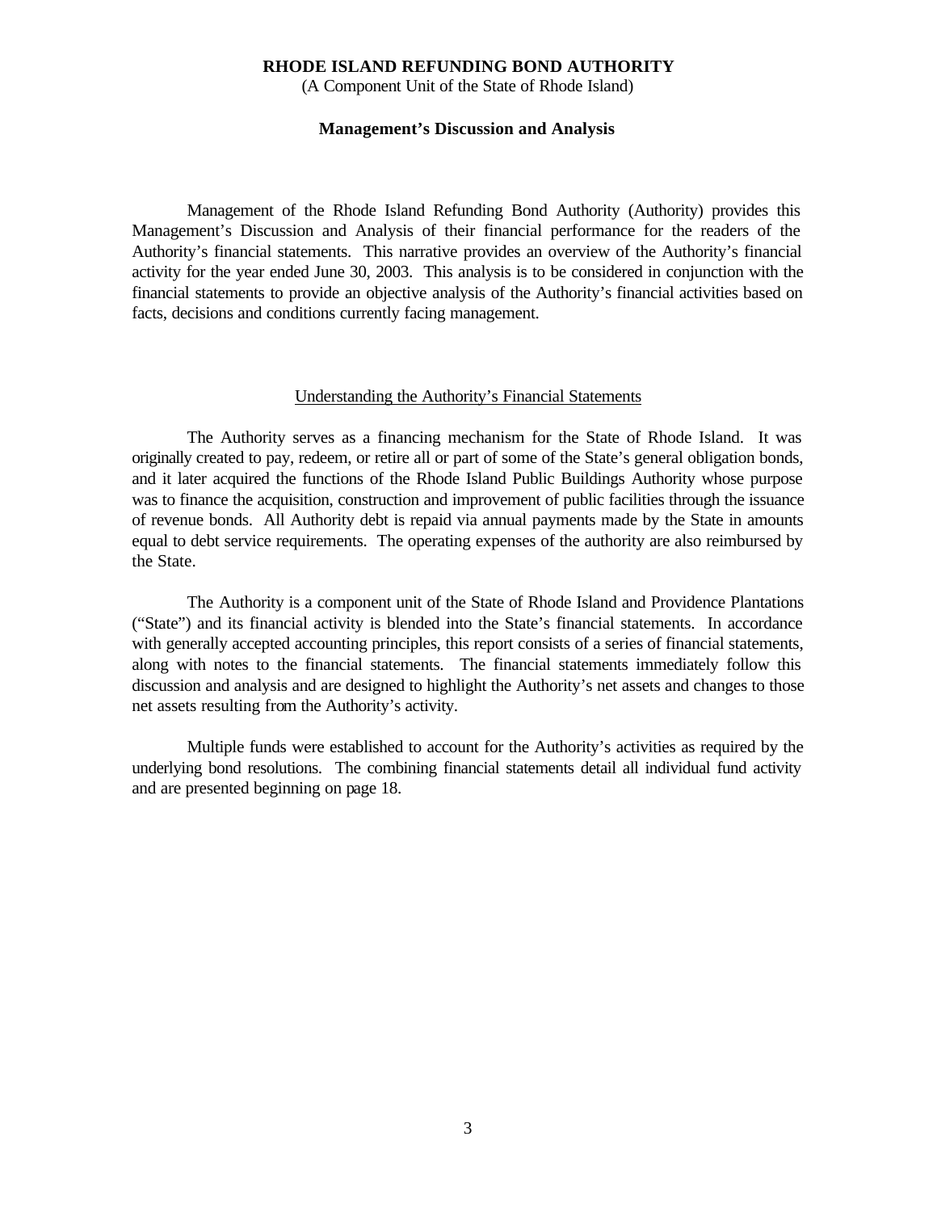# RHODE ISLAND REFUNDING BOND AUTHORITY

(A Component Unit of the State of Rhode Island)

## Management's Discussion and Analysis

Management of the Rhode Island Refunding Bond Authority (Authority) provides this Management's Discussion and Analysis of their financial performance for the readers of the Authority's financial statements. This narrative provides an overview of the Authority's financial activity for the year ended June 30, 2003. This analysis is to be considered in conjunction with the financial statements to provide an objective analysis of the Authority's financial activities based on facts, decisions and conditions currently facing management.

### Understanding the Authority's Financial Statements

The Authority serves as a financing mechanism for the State of Rhode Island. It was originally created to pay, redeem, or retire all or part of some of the State's general obligation bonds, and it later acquired the functions of the Rhode Island Public Buildings Authority whose purpose was to finance the acquisition, construction and improvement of public facilities through the issuance of revenue bonds. All Authority debt is repaid via annual payments made by the State in amounts equal to debt service requirements. The operating expenses of the authority are also reimbursed by the State.

The Authority is a component unit of the State of Rhode Island and Providence Plantations ("State") and its financial activity is blended into the State's financial statements. In accordance with generally accepted accounting principles, this report consists of a series of financial statements, along with notes to the financial statements. The financial statements immediately follow this discussion and analysis and are designed to highlight the Authority's net assets and changes to those net assets resulting from the Authority's activity.

Multiple funds were established to account for the Authority's activities as required by the underlying bond resolutions. The combining financial statements detail all individual fund activity and are presented beginning on page 18.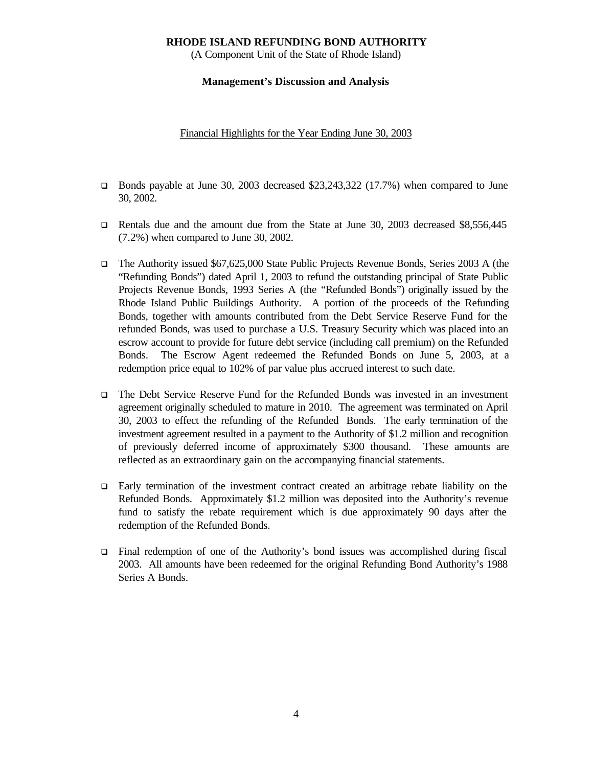**RHODE ISLAND REFUNDING BOND AUTHORITY**
(A Component Unit of the State of Rhode Island)

**Management's Discussion and Analysis**

Financial Highlights for the Year Ending June 30, 2003

- Bonds payable at June 30, 2003 decreased $23,243,322 (17.7%) when compared to June 30, 2002.

- Rentals due and the amount due from the State at June 30, 2003 decreased $8,556,445 (7.2%) when compared to June 30, 2002.

- The Authority issued $67,625,000 State Public Projects Revenue Bonds, Series 2003 A (the "Refunding Bonds") dated April 1, 2003 to refund the outstanding principal of State Public Projects Revenue Bonds, 1993 Series A (the "Refunded Bonds") originally issued by the Rhode Island Public Buildings Authority. A portion of the proceeds of the Refunding Bonds, together with amounts contributed from the Debt Service Reserve Fund for the refunded Bonds, was used to purchase a U.S. Treasury Security which was placed into an escrow account to provide for future debt service (including call premium) on the Refunded Bonds. The Escrow Agent redeemed the Refunded Bonds on June 5, 2003, at a redemption price equal to 102% of par value plus accrued interest to such date.

- The Debt Service Reserve Fund for the Refunded Bonds was invested in an investment agreement originally scheduled to mature in 2010. The agreement was terminated on April 30, 2003 to effect the refunding of the Refunded Bonds. The early termination of the investment agreement resulted in a payment to the Authority of $1.2 million and recognition of previously deferred income of approximately $300 thousand. These amounts are reflected as an extraordinary gain on the accompanying financial statements.

- Early termination of the investment contract created an arbitrage rebate liability on the Refunded Bonds. Approximately $1.2 million was deposited into the Authority's revenue fund to satisfy the rebate requirement which is due approximately 90 days after the redemption of the Refunded Bonds.

- Final redemption of one of the Authority's bond issues was accomplished during fiscal 2003. All amounts have been redeemed for the original Refunding Bond Authority's 1988 Series A Bonds.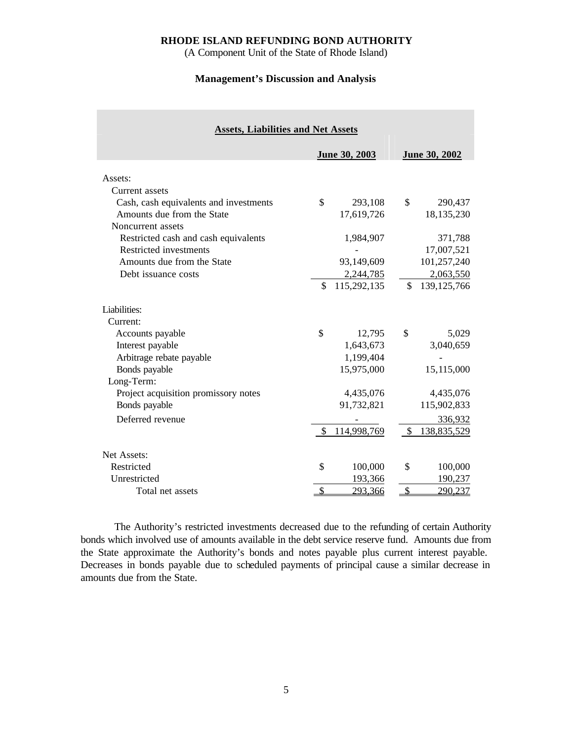**RHODE ISLAND REFUNDING BOND AUTHORITY**

(A Component Unit of the State of Rhode Island)

**Management's Discussion and Analysis**

| **Assets, Liabilities and Net Assets** | **June 30, 2003** | **June 30, 2002** |
|---|---|---|
| Assets: | | |
| Current assets | | |
| Cash, cash equivalents and investments | $ 293,108 | $ 290,437 |
| Amounts due from the State | 17,619,726 | 18,135,230 |
| Noncurrent assets | | |
| Restricted cash and cash equivalents | 1,984,907 | 371,788 |
| Restricted investments | - | 17,007,521 |
| Amounts due from the State | 93,149,609 | 101,257,240 |
| Debt issuance costs | 2,244,785 | 2,063,550 |
| | $ 115,292,135 | $ 139,125,766 |
| Liabilities: | | |
| Current: | | |
| Accounts payable | $ 12,795 | $ 5,029 |
| Interest payable | 1,643,673 | 3,040,659 |
| Arbitrage rebate payable | 1,199,404 | - |
| Bonds payable | 15,975,000 | 15,115,000 |
| Long-Term: | | |
| Project acquisition promissory notes | 4,435,076 | 4,435,076 |
| Bonds payable | 91,732,821 | 115,902,833 |
| Deferred revenue | - | 336,932 |
| | $ 114,998,769 | $ 138,835,529 |
| Net Assets: | | |
| Restricted | $ 100,000 | $ 100,000 |
| Unrestricted | 193,366 | 190,237 |
| Total net assets | $ 293,366 | $ 290,237 |

The Authority's restricted investments decreased due to the refunding of certain Authority bonds which involved use of amounts available in the debt service reserve fund. Amounts due from the State approximate the Authority's bonds and notes payable plus current interest payable. Decreases in bonds payable due to scheduled payments of principal cause a similar decrease in amounts due from the State.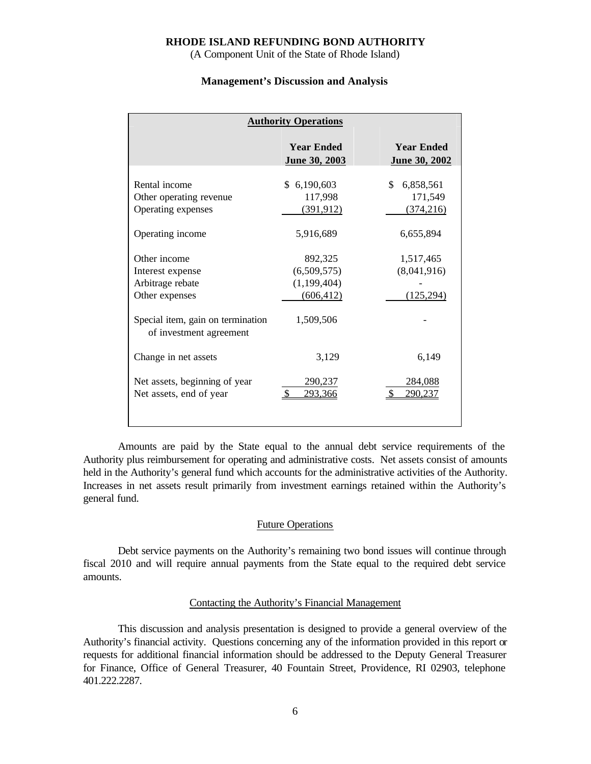**RHODE ISLAND REFUNDING BOND AUTHORITY**
(A Component Unit of the State of Rhode Island)

**Management's Discussion and Analysis**

| Authority Operations | | |
|---|---|---|
| | **Year Ended June 30, 2003** | **Year Ended June 30, 2002** |
| Rental income | $ 6,190,603 | $ 6,858,561 |
| Other operating revenue | 117,998 | 171,549 |
| Operating expenses | (391,912) | (374,216) |
| Operating income | 5,916,689 | 6,655,894 |
| Other income | 892,325 | 1,517,465 |
| Interest expense | (6,509,575) | (8,041,916) |
| Arbitrage rebate | (1,199,404) | - |
| Other expenses | (606,412) | (125,294) |
| Special item, gain on termination of investment agreement | 1,509,506 | - |
| Change in net assets | 3,129 | 6,149 |
| Net assets, beginning of year | 290,237 | 284,088 |
| Net assets, end of year | $ 293,366 | $ 290,237 |

Amounts are paid by the State equal to the annual debt service requirements of the Authority plus reimbursement for operating and administrative costs. Net assets consist of amounts held in the Authority's general fund which accounts for the administrative activities of the Authority. Increases in net assets result primarily from investment earnings retained within the Authority's general fund.

## Future Operations

Debt service payments on the Authority's remaining two bond issues will continue through fiscal 2010 and will require annual payments from the State equal to the required debt service amounts.

## Contacting the Authority's Financial Management

This discussion and analysis presentation is designed to provide a general overview of the Authority's financial activity. Questions concerning any of the information provided in this report or requests for additional financial information should be addressed to the Deputy General Treasurer for Finance, Office of General Treasurer, 40 Fountain Street, Providence, RI 02903, telephone 401.222.2287.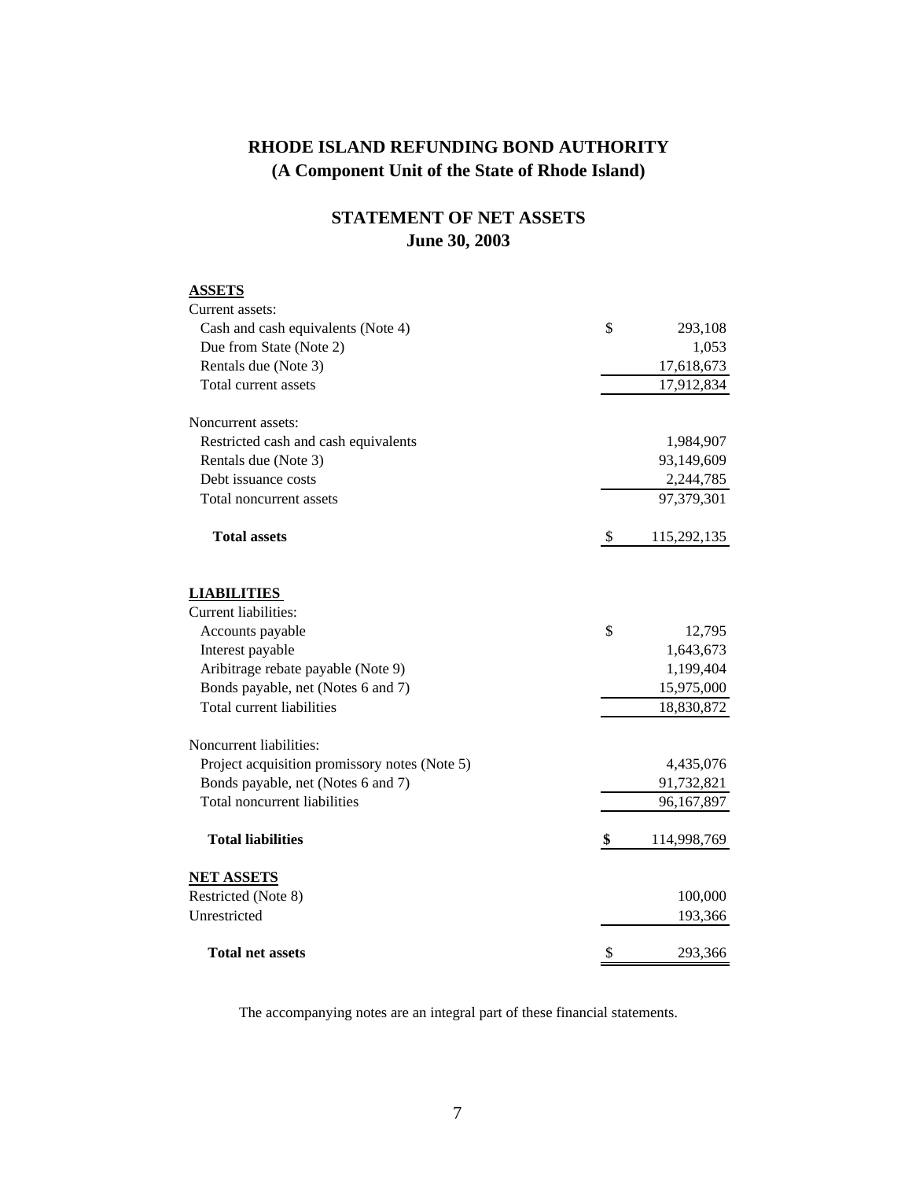# RHODE ISLAND REFUNDING BOND AUTHORITY
## (A Component Unit of the State of Rhode Island)

## STATEMENT OF NET ASSETS
### June 30, 2003

| | | |
|---|---|---|
| **ASSETS** | | |
| Current assets: | | |
| Cash and cash equivalents (Note 4) | $ | 293,108 |
| Due from State (Note 2) | | 1,053 |
| Rentals due (Note 3) | | 17,618,673 |
| Total current assets | | 17,912,834 |
| | | |
| Noncurrent assets: | | |
| Restricted cash and cash equivalents | | 1,984,907 |
| Rentals due (Note 3) | | 93,149,609 |
| Debt issuance costs | | 2,244,785 |
| Total noncurrent assets | | 97,379,301 |
| | | |
| **Total assets** | $ | 115,292,135 |
| | | |
| **LIABILITIES** | | |
| Current liabilities: | | |
| Accounts payable | $ | 12,795 |
| Interest payable | | 1,643,673 |
| Aribitrage rebate payable (Note 9) | | 1,199,404 |
| Bonds payable, net (Notes 6 and 7) | | 15,975,000 |
| Total current liabilities | | 18,830,872 |
| | | |
| Noncurrent liabilities: | | |
| Project acquisition promissory notes (Note 5) | | 4,435,076 |
| Bonds payable, net (Notes 6 and 7) | | 91,732,821 |
| Total noncurrent liabilities | | 96,167,897 |
| | | |
| **Total liabilities** | **$** | 114,998,769 |
| | | |
| **NET ASSETS** | | |
| Restricted (Note 8) | | 100,000 |
| Unrestricted | | 193,366 |
| | | |
| **Total net assets** | $ | 293,366 |

The accompanying notes are an integral part of these financial statements.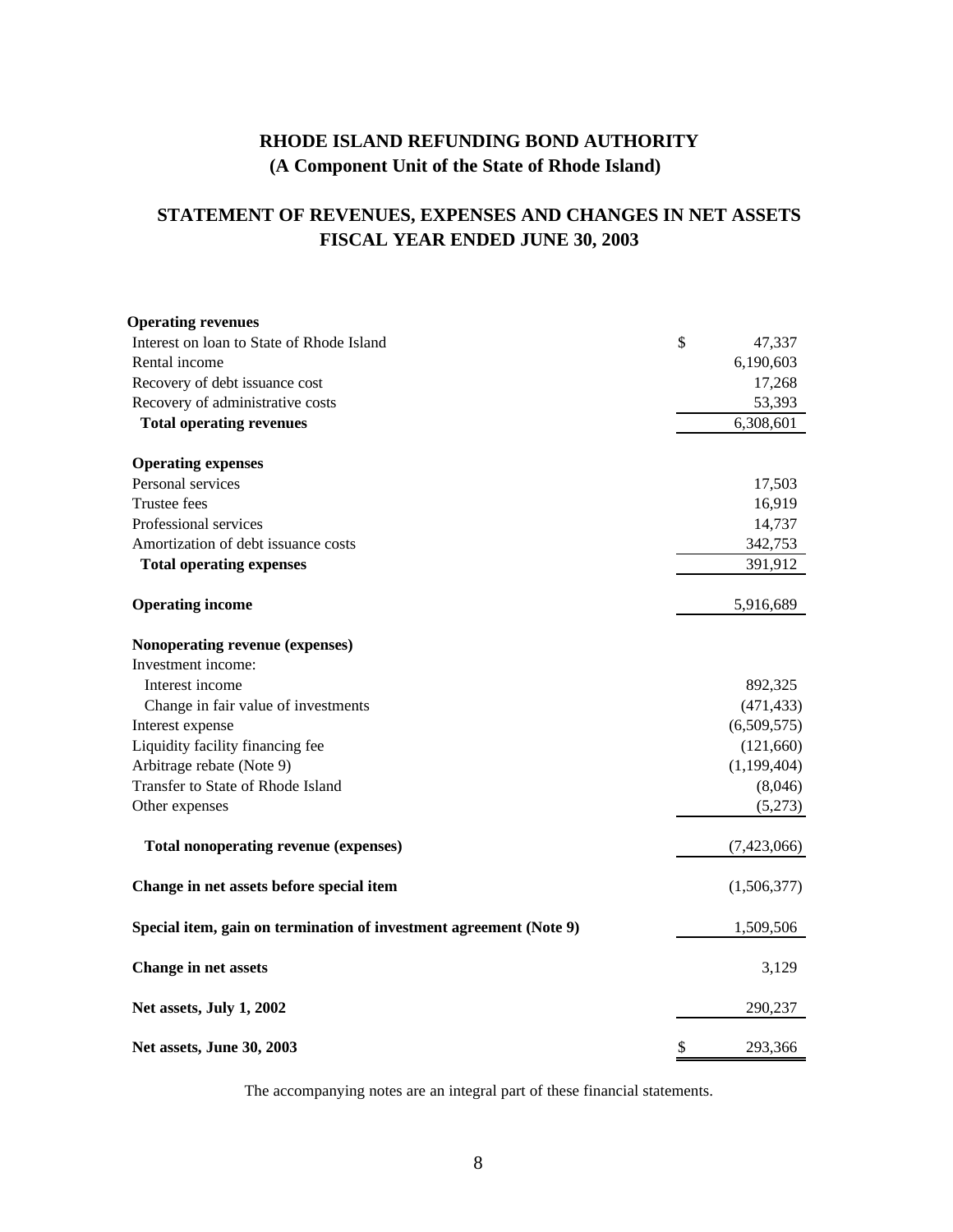# RHODE ISLAND REFUNDING BOND AUTHORITY
## (A Component Unit of the State of Rhode Island)

## STATEMENT OF REVENUES, EXPENSES AND CHANGES IN NET ASSETS
## FISCAL YEAR ENDED JUNE 30, 2003

| | |
|---|---|
| **Operating revenues** | |
| Interest on loan to State of Rhode Island | $ 47,337 |
| Rental income | 6,190,603 |
| Recovery of debt issuance cost | 17,268 |
| Recovery of administrative costs | 53,393 |
| **Total operating revenues** | 6,308,601 |
| **Operating expenses** | |
| Personal services | 17,503 |
| Trustee fees | 16,919 |
| Professional services | 14,737 |
| Amortization of debt issuance costs | 342,753 |
| **Total operating expenses** | 391,912 |
| **Operating income** | 5,916,689 |
| **Nonoperating revenue (expenses)** | |
| Investment income: | |
| Interest income | 892,325 |
| Change in fair value of investments | (471,433) |
| Interest expense | (6,509,575) |
| Liquidity facility financing fee | (121,660) |
| Arbitrage rebate (Note 9) | (1,199,404) |
| Transfer to State of Rhode Island | (8,046) |
| Other expenses | (5,273) |
| **Total nonoperating revenue (expenses)** | (7,423,066) |
| **Change in net assets before special item** | (1,506,377) |
| **Special item, gain on termination of investment agreement (Note 9)** | 1,509,506 |
| **Change in net assets** | 3,129 |
| **Net assets, July 1, 2002** | 290,237 |
| **Net assets, June 30, 2003** | $ 293,366 |

The accompanying notes are an integral part of these financial statements.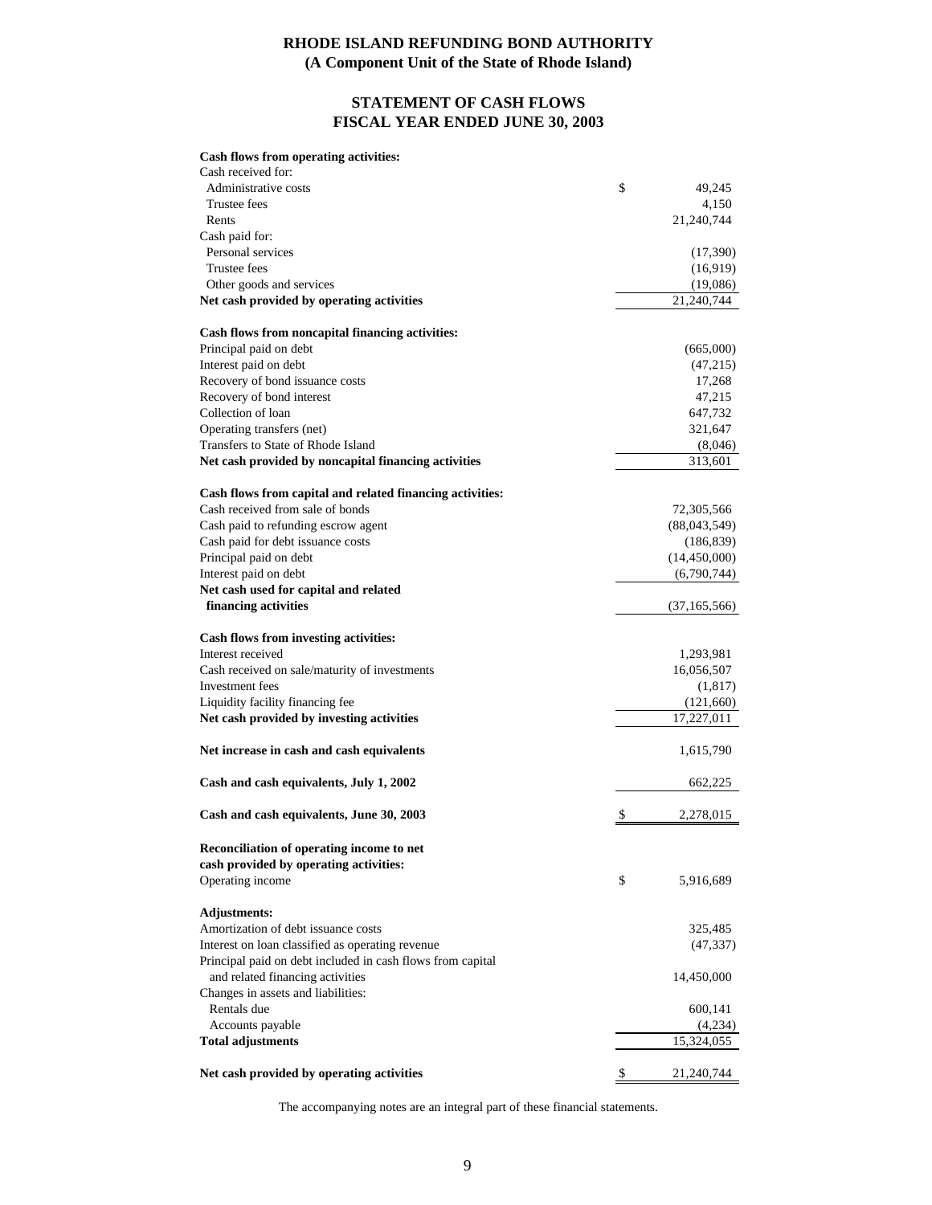# RHODE ISLAND REFUNDING BOND AUTHORITY
## (A Component Unit of the State of Rhode Island)

## STATEMENT OF CASH FLOWS
## FISCAL YEAR ENDED JUNE 30, 2003

| | |
|---|---|
| **Cash flows from operating activities:** | |
| Cash received for: | |
| Administrative costs | $ 49,245 |
| Trustee fees | 4,150 |
| Rents | 21,240,744 |
| Cash paid for: | |
| Personal services | (17,390) |
| Trustee fees | (16,919) |
| Other goods and services | (19,086) |
| **Net cash provided by operating activities** | 21,240,744 |
| | |
| **Cash flows from noncapital financing activities:** | |
| Principal paid on debt | (665,000) |
| Interest paid on debt | (47,215) |
| Recovery of bond issuance costs | 17,268 |
| Recovery of bond interest | 47,215 |
| Collection of loan | 647,732 |
| Operating transfers (net) | 321,647 |
| Transfers to State of Rhode Island | (8,046) |
| **Net cash provided by noncapital financing activities** | 313,601 |
| | |
| **Cash flows from capital and related financing activities:** | |
| Cash received from sale of bonds | 72,305,566 |
| Cash paid to refunding escrow agent | (88,043,549) |
| Cash paid for debt issuance costs | (186,839) |
| Principal paid on debt | (14,450,000) |
| Interest paid on debt | (6,790,744) |
| **Net cash used for capital and related financing activities** | (37,165,566) |
| | |
| **Cash flows from investing activities:** | |
| Interest received | 1,293,981 |
| Cash received on sale/maturity of investments | 16,056,507 |
| Investment fees | (1,817) |
| Liquidity facility financing fee | (121,660) |
| **Net cash provided by investing activities** | 17,227,011 |
| | |
| **Net increase in cash and cash equivalents** | 1,615,790 |
| | |
| **Cash and cash equivalents, July 1, 2002** | 662,225 |
| | |
| **Cash and cash equivalents, June 30, 2003** | $ 2,278,015 |
| | |
| **Reconciliation of operating income to net cash provided by operating activities:** | |
| Operating income | $ 5,916,689 |
| | |
| **Adjustments:** | |
| Amortization of debt issuance costs | 325,485 |
| Interest on loan classified as operating revenue | (47,337) |
| Principal paid on debt included in cash flows from capital and related financing activities | 14,450,000 |
| Changes in assets and liabilities: | |
| Rentals due | 600,141 |
| Accounts payable | (4,234) |
| **Total adjustments** | 15,324,055 |
| | |
| **Net cash provided by operating activities** | $ 21,240,744 |

The accompanying notes are an integral part of these financial statements.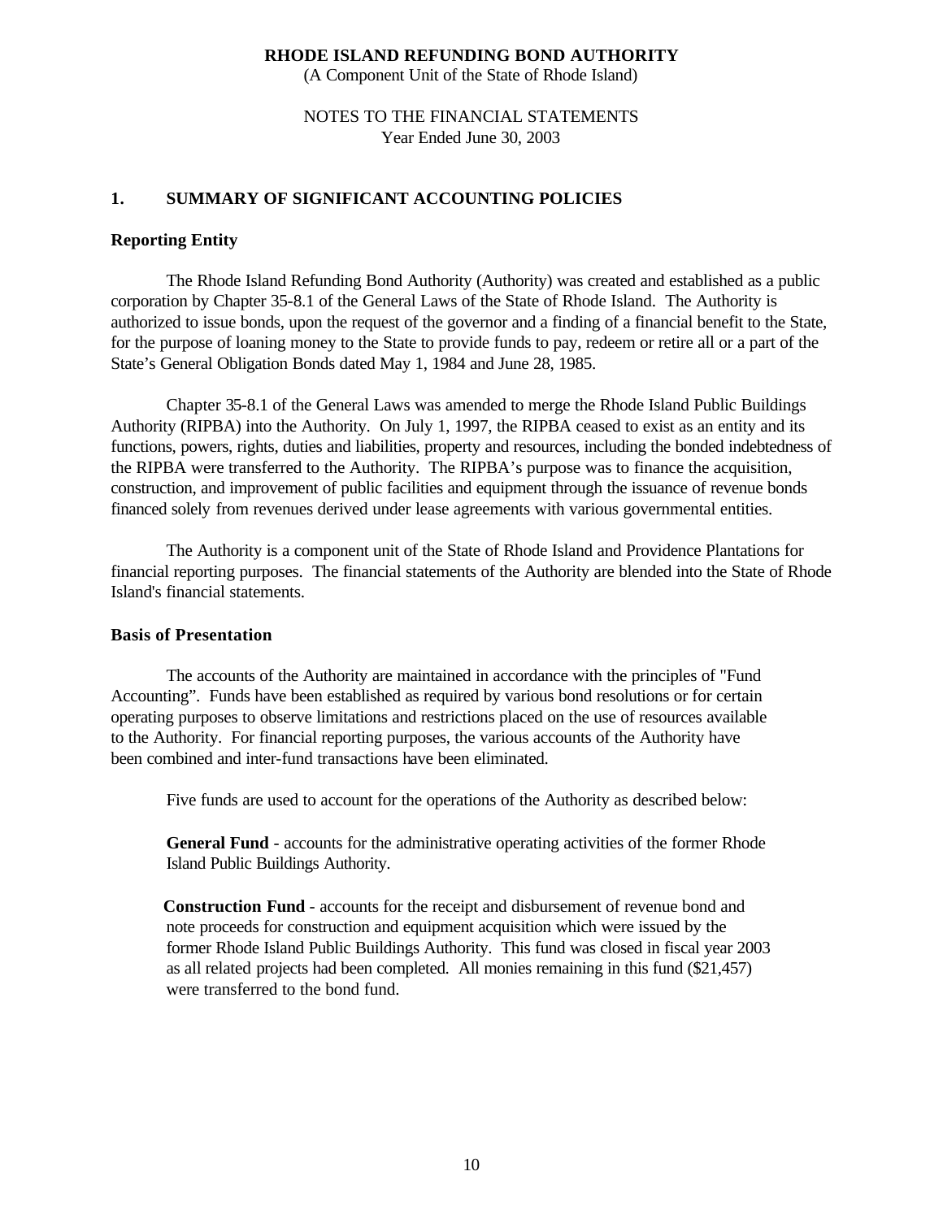**RHODE ISLAND REFUNDING BOND AUTHORITY**
(A Component Unit of the State of Rhode Island)

NOTES TO THE FINANCIAL STATEMENTS
Year Ended June 30, 2003

## 1. SUMMARY OF SIGNIFICANT ACCOUNTING POLICIES

### Reporting Entity

The Rhode Island Refunding Bond Authority (Authority) was created and established as a public corporation by Chapter 35-8.1 of the General Laws of the State of Rhode Island. The Authority is authorized to issue bonds, upon the request of the governor and a finding of a financial benefit to the State, for the purpose of loaning money to the State to provide funds to pay, redeem or retire all or a part of the State's General Obligation Bonds dated May 1, 1984 and June 28, 1985.

Chapter 35-8.1 of the General Laws was amended to merge the Rhode Island Public Buildings Authority (RIPBA) into the Authority. On July 1, 1997, the RIPBA ceased to exist as an entity and its functions, powers, rights, duties and liabilities, property and resources, including the bonded indebtedness of the RIPBA were transferred to the Authority. The RIPBA's purpose was to finance the acquisition, construction, and improvement of public facilities and equipment through the issuance of revenue bonds financed solely from revenues derived under lease agreements with various governmental entities.

The Authority is a component unit of the State of Rhode Island and Providence Plantations for financial reporting purposes. The financial statements of the Authority are blended into the State of Rhode Island's financial statements.

### Basis of Presentation

The accounts of the Authority are maintained in accordance with the principles of "Fund Accounting". Funds have been established as required by various bond resolutions or for certain operating purposes to observe limitations and restrictions placed on the use of resources available to the Authority. For financial reporting purposes, the various accounts of the Authority have been combined and inter-fund transactions have been eliminated.

Five funds are used to account for the operations of the Authority as described below:

**General Fund** - accounts for the administrative operating activities of the former Rhode Island Public Buildings Authority.

**Construction Fund** - accounts for the receipt and disbursement of revenue bond and note proceeds for construction and equipment acquisition which were issued by the former Rhode Island Public Buildings Authority. This fund was closed in fiscal year 2003 as all related projects had been completed. All monies remaining in this fund ($21,457) were transferred to the bond fund.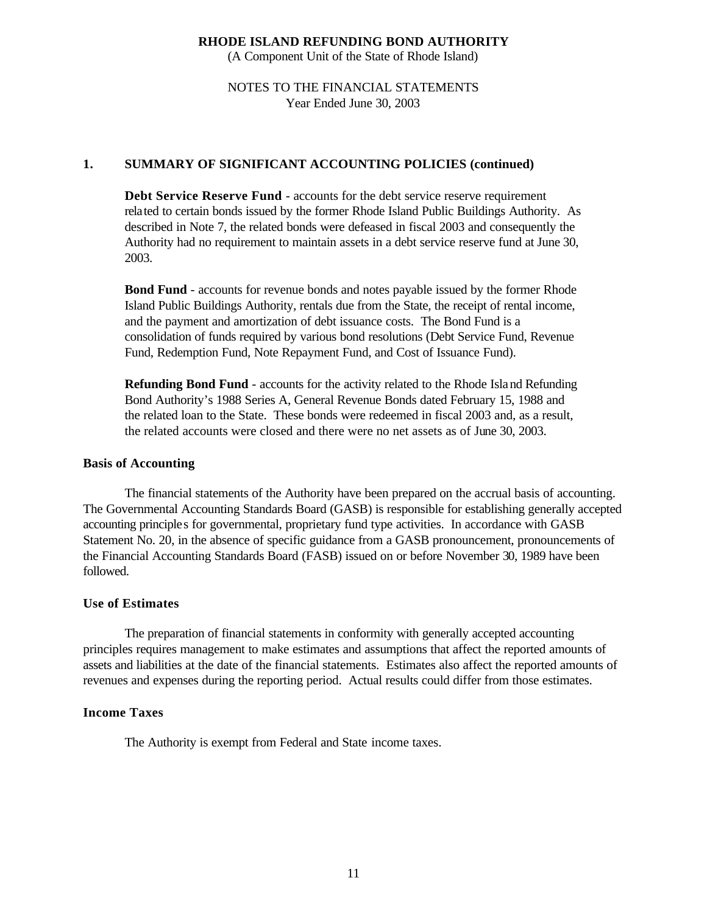# RHODE ISLAND REFUNDING BOND AUTHORITY

(A Component Unit of the State of Rhode Island)

NOTES TO THE FINANCIAL STATEMENTS
Year Ended June 30, 2003

## 1. SUMMARY OF SIGNIFICANT ACCOUNTING POLICIES (continued)

**Debt Service Reserve Fund** - accounts for the debt service reserve requirement related to certain bonds issued by the former Rhode Island Public Buildings Authority. As described in Note 7, the related bonds were defeased in fiscal 2003 and consequently the Authority had no requirement to maintain assets in a debt service reserve fund at June 30, 2003.

**Bond Fund** - accounts for revenue bonds and notes payable issued by the former Rhode Island Public Buildings Authority, rentals due from the State, the receipt of rental income, and the payment and amortization of debt issuance costs. The Bond Fund is a consolidation of funds required by various bond resolutions (Debt Service Fund, Revenue Fund, Redemption Fund, Note Repayment Fund, and Cost of Issuance Fund).

**Refunding Bond Fund** - accounts for the activity related to the Rhode Island Refunding Bond Authority's 1988 Series A, General Revenue Bonds dated February 15, 1988 and the related loan to the State. These bonds were redeemed in fiscal 2003 and, as a result, the related accounts were closed and there were no net assets as of June 30, 2003.

### Basis of Accounting

The financial statements of the Authority have been prepared on the accrual basis of accounting. The Governmental Accounting Standards Board (GASB) is responsible for establishing generally accepted accounting principles for governmental, proprietary fund type activities. In accordance with GASB Statement No. 20, in the absence of specific guidance from a GASB pronouncement, pronouncements of the Financial Accounting Standards Board (FASB) issued on or before November 30, 1989 have been followed.

### Use of Estimates

The preparation of financial statements in conformity with generally accepted accounting principles requires management to make estimates and assumptions that affect the reported amounts of assets and liabilities at the date of the financial statements. Estimates also affect the reported amounts of revenues and expenses during the reporting period. Actual results could differ from those estimates.

### Income Taxes

The Authority is exempt from Federal and State income taxes.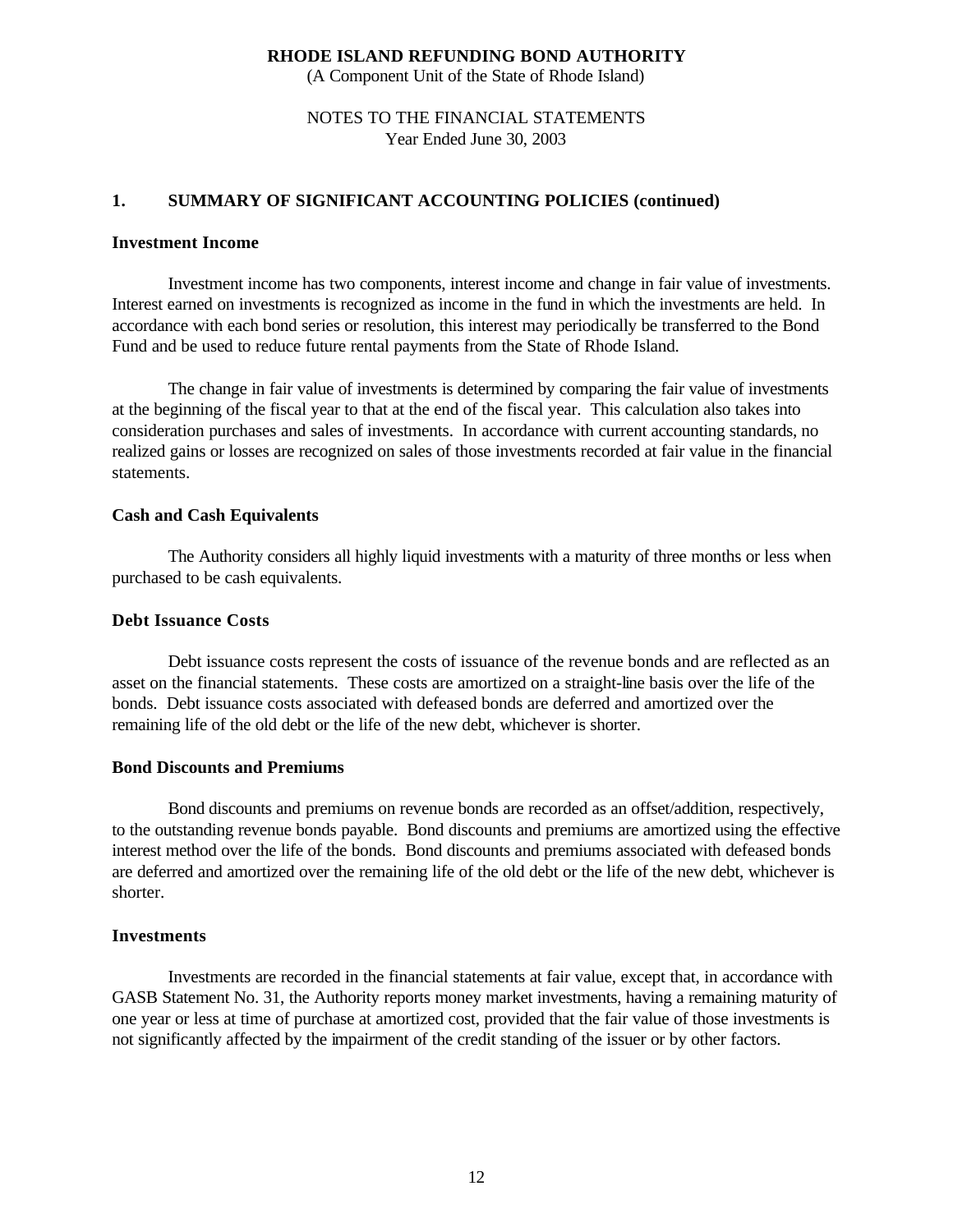**RHODE ISLAND REFUNDING BOND AUTHORITY**
(A Component Unit of the State of Rhode Island)

NOTES TO THE FINANCIAL STATEMENTS
Year Ended June 30, 2003

## 1. SUMMARY OF SIGNIFICANT ACCOUNTING POLICIES (continued)

### Investment Income

Investment income has two components, interest income and change in fair value of investments. Interest earned on investments is recognized as income in the fund in which the investments are held. In accordance with each bond series or resolution, this interest may periodically be transferred to the Bond Fund and be used to reduce future rental payments from the State of Rhode Island.

The change in fair value of investments is determined by comparing the fair value of investments at the beginning of the fiscal year to that at the end of the fiscal year. This calculation also takes into consideration purchases and sales of investments. In accordance with current accounting standards, no realized gains or losses are recognized on sales of those investments recorded at fair value in the financial statements.

### Cash and Cash Equivalents

The Authority considers all highly liquid investments with a maturity of three months or less when purchased to be cash equivalents.

### Debt Issuance Costs

Debt issuance costs represent the costs of issuance of the revenue bonds and are reflected as an asset on the financial statements. These costs are amortized on a straight-line basis over the life of the bonds. Debt issuance costs associated with defeased bonds are deferred and amortized over the remaining life of the old debt or the life of the new debt, whichever is shorter.

### Bond Discounts and Premiums

Bond discounts and premiums on revenue bonds are recorded as an offset/addition, respectively, to the outstanding revenue bonds payable. Bond discounts and premiums are amortized using the effective interest method over the life of the bonds. Bond discounts and premiums associated with defeased bonds are deferred and amortized over the remaining life of the old debt or the life of the new debt, whichever is shorter.

### Investments

Investments are recorded in the financial statements at fair value, except that, in accordance with GASB Statement No. 31, the Authority reports money market investments, having a remaining maturity of one year or less at time of purchase at amortized cost, provided that the fair value of those investments is not significantly affected by the impairment of the credit standing of the issuer or by other factors.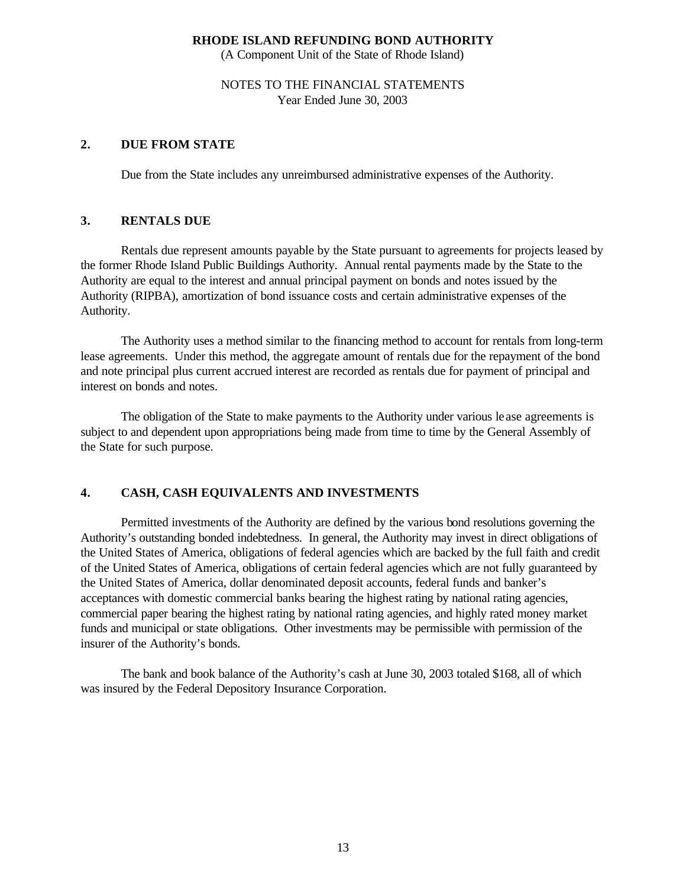**RHODE ISLAND REFUNDING BOND AUTHORITY**
(A Component Unit of the State of Rhode Island)

NOTES TO THE FINANCIAL STATEMENTS
Year Ended June 30, 2003

## 2. DUE FROM STATE

Due from the State includes any unreimbursed administrative expenses of the Authority.

## 3. RENTALS DUE

Rentals due represent amounts payable by the State pursuant to agreements for projects leased by the former Rhode Island Public Buildings Authority. Annual rental payments made by the State to the Authority are equal to the interest and annual principal payment on bonds and notes issued by the Authority (RIPBA), amortization of bond issuance costs and certain administrative expenses of the Authority.

The Authority uses a method similar to the financing method to account for rentals from long-term lease agreements. Under this method, the aggregate amount of rentals due for the repayment of the bond and note principal plus current accrued interest are recorded as rentals due for payment of principal and interest on bonds and notes.

The obligation of the State to make payments to the Authority under various lease agreements is subject to and dependent upon appropriations being made from time to time by the General Assembly of the State for such purpose.

## 4. CASH, CASH EQUIVALENTS AND INVESTMENTS

Permitted investments of the Authority are defined by the various bond resolutions governing the Authority's outstanding bonded indebtedness. In general, the Authority may invest in direct obligations of the United States of America, obligations of federal agencies which are backed by the full faith and credit of the United States of America, obligations of certain federal agencies which are not fully guaranteed by the United States of America, dollar denominated deposit accounts, federal funds and banker's acceptances with domestic commercial banks bearing the highest rating by national rating agencies, commercial paper bearing the highest rating by national rating agencies, and highly rated money market funds and municipal or state obligations. Other investments may be permissible with permission of the insurer of the Authority's bonds.

The bank and book balance of the Authority's cash at June 30, 2003 totaled $168, all of which was insured by the Federal Depository Insurance Corporation.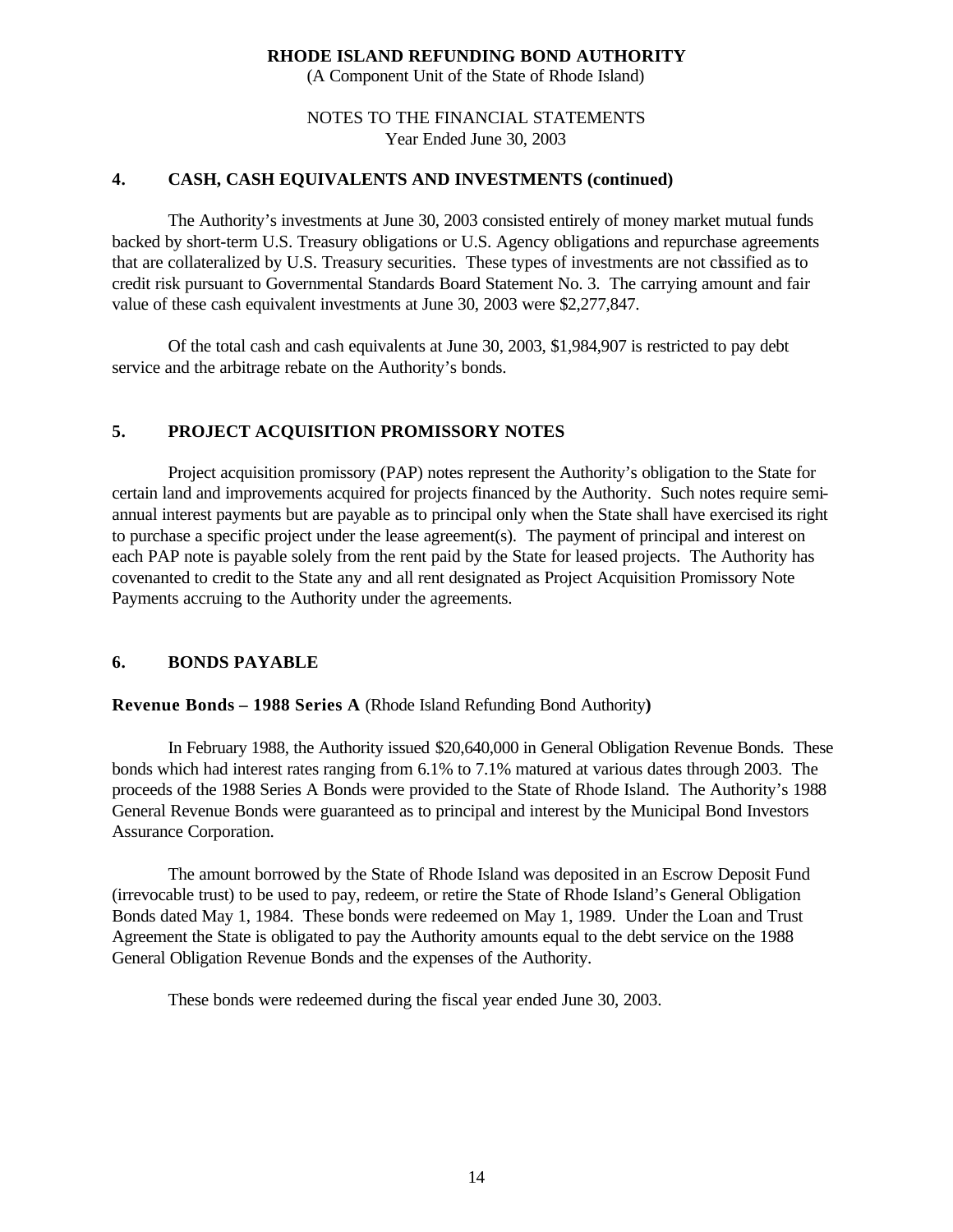# 4. CASH, CASH EQUIVALENTS AND INVESTMENTS (continued)

The Authority's investments at June 30, 2003 consisted entirely of money market mutual funds backed by short-term U.S. Treasury obligations or U.S. Agency obligations and repurchase agreements that are collateralized by U.S. Treasury securities. These types of investments are not classified as to credit risk pursuant to Governmental Standards Board Statement No. 3. The carrying amount and fair value of these cash equivalent investments at June 30, 2003 were $2,277,847.

Of the total cash and cash equivalents at June 30, 2003, $1,984,907 is restricted to pay debt service and the arbitrage rebate on the Authority's bonds.

# 5. PROJECT ACQUISITION PROMISSORY NOTES

Project acquisition promissory (PAP) notes represent the Authority's obligation to the State for certain land and improvements acquired for projects financed by the Authority. Such notes require semi-annual interest payments but are payable as to principal only when the State shall have exercised its right to purchase a specific project under the lease agreement(s). The payment of principal and interest on each PAP note is payable solely from the rent paid by the State for leased projects. The Authority has covenanted to credit to the State any and all rent designated as Project Acquisition Promissory Note Payments accruing to the Authority under the agreements.

# 6. BONDS PAYABLE

**Revenue Bonds – 1988 Series A** (Rhode Island Refunding Bond Authority**)**

In February 1988, the Authority issued $20,640,000 in General Obligation Revenue Bonds. These bonds which had interest rates ranging from 6.1% to 7.1% matured at various dates through 2003. The proceeds of the 1988 Series A Bonds were provided to the State of Rhode Island. The Authority's 1988 General Revenue Bonds were guaranteed as to principal and interest by the Municipal Bond Investors Assurance Corporation.

The amount borrowed by the State of Rhode Island was deposited in an Escrow Deposit Fund (irrevocable trust) to be used to pay, redeem, or retire the State of Rhode Island's General Obligation Bonds dated May 1, 1984. These bonds were redeemed on May 1, 1989. Under the Loan and Trust Agreement the State is obligated to pay the Authority amounts equal to the debt service on the 1988 General Obligation Revenue Bonds and the expenses of the Authority.

These bonds were redeemed during the fiscal year ended June 30, 2003.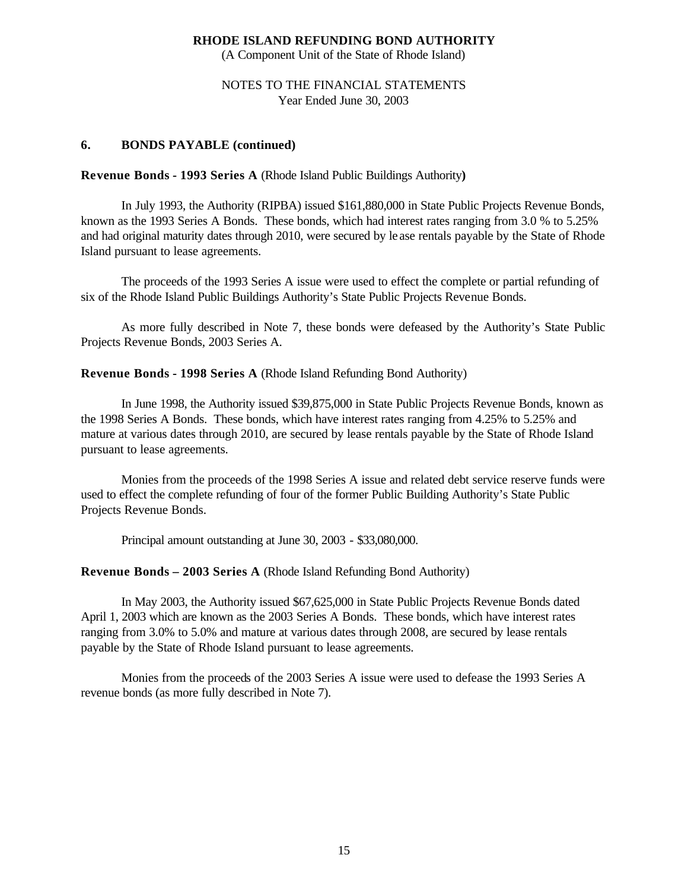**RHODE ISLAND REFUNDING BOND AUTHORITY**
(A Component Unit of the State of Rhode Island)

NOTES TO THE FINANCIAL STATEMENTS
Year Ended June 30, 2003

**6. BONDS PAYABLE (continued)**

**Revenue Bonds - 1993 Series A** (Rhode Island Public Buildings Authority**)**

In July 1993, the Authority (RIPBA) issued $161,880,000 in State Public Projects Revenue Bonds, known as the 1993 Series A Bonds. These bonds, which had interest rates ranging from 3.0 % to 5.25% and had original maturity dates through 2010, were secured by lease rentals payable by the State of Rhode Island pursuant to lease agreements.

The proceeds of the 1993 Series A issue were used to effect the complete or partial refunding of six of the Rhode Island Public Buildings Authority's State Public Projects Revenue Bonds.

As more fully described in Note 7, these bonds were defeased by the Authority's State Public Projects Revenue Bonds, 2003 Series A.

**Revenue Bonds - 1998 Series A** (Rhode Island Refunding Bond Authority)

In June 1998, the Authority issued $39,875,000 in State Public Projects Revenue Bonds, known as the 1998 Series A Bonds. These bonds, which have interest rates ranging from 4.25% to 5.25% and mature at various dates through 2010, are secured by lease rentals payable by the State of Rhode Island pursuant to lease agreements.

Monies from the proceeds of the 1998 Series A issue and related debt service reserve funds were used to effect the complete refunding of four of the former Public Building Authority's State Public Projects Revenue Bonds.

Principal amount outstanding at June 30, 2003 - $33,080,000.

**Revenue Bonds – 2003 Series A** (Rhode Island Refunding Bond Authority)

In May 2003, the Authority issued $67,625,000 in State Public Projects Revenue Bonds dated April 1, 2003 which are known as the 2003 Series A Bonds. These bonds, which have interest rates ranging from 3.0% to 5.0% and mature at various dates through 2008, are secured by lease rentals payable by the State of Rhode Island pursuant to lease agreements.

Monies from the proceeds of the 2003 Series A issue were used to defease the 1993 Series A revenue bonds (as more fully described in Note 7).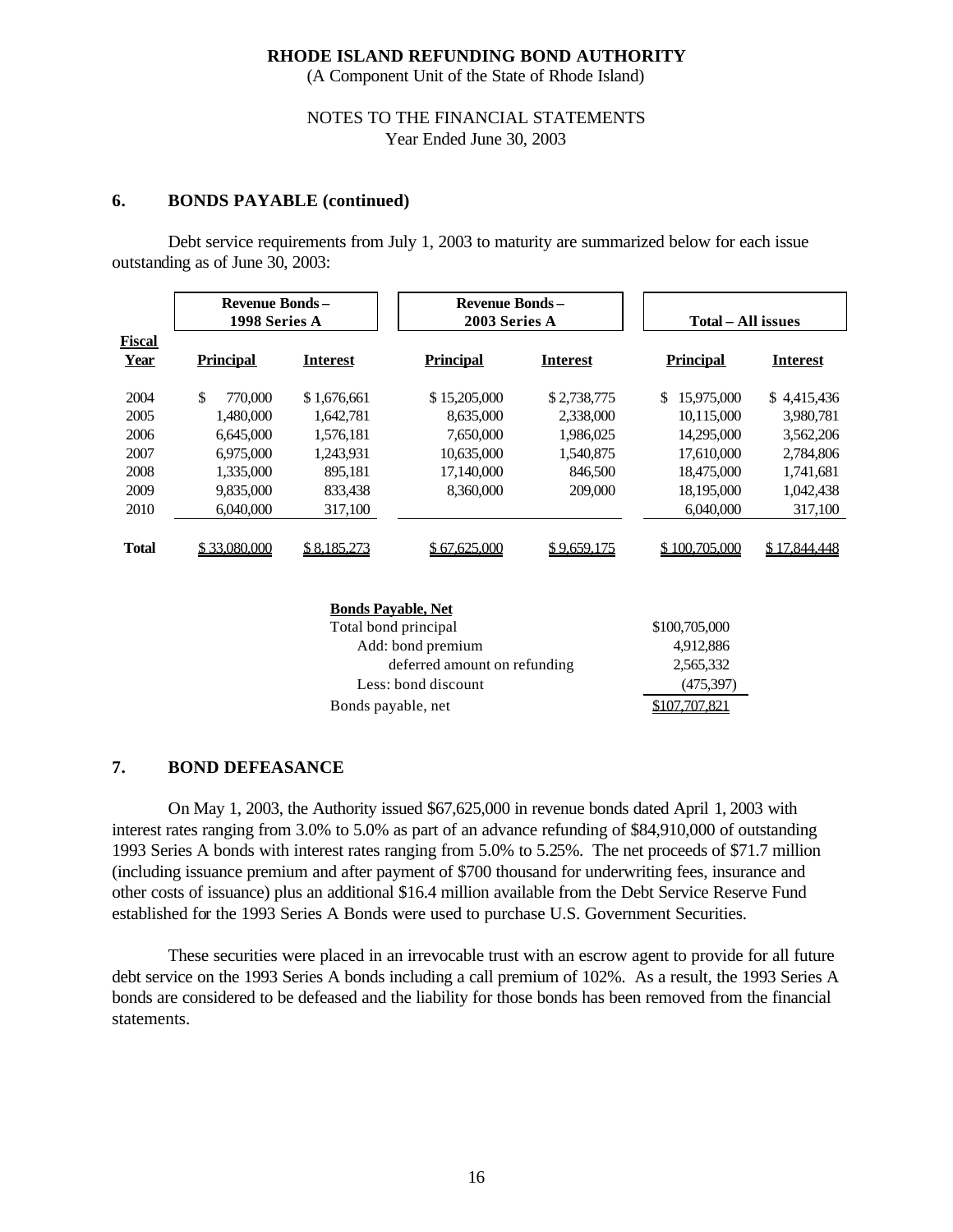**RHODE ISLAND REFUNDING BOND AUTHORITY**
(A Component Unit of the State of Rhode Island)

NOTES TO THE FINANCIAL STATEMENTS
Year Ended June 30, 2003

## 6. BONDS PAYABLE (continued)

Debt service requirements from July 1, 2003 to maturity are summarized below for each issue outstanding as of June 30, 2003:

| Fiscal Year | Revenue Bonds – 1998 Series A | | Revenue Bonds – 2003 Series A | | Total – All issues | |
|---|---|---|---|---|---|---|
| | Principal | Interest | Principal | Interest | Principal | Interest |
| 2004 | $ 770,000 | $ 1,676,661 | $ 15,205,000 | $ 2,738,775 | $ 15,975,000 | $ 4,415,436 |
| 2005 | 1,480,000 | 1,642,781 | 8,635,000 | 2,338,000 | 10,115,000 | 3,980,781 |
| 2006 | 6,645,000 | 1,576,181 | 7,650,000 | 1,986,025 | 14,295,000 | 3,562,206 |
| 2007 | 6,975,000 | 1,243,931 | 10,635,000 | 1,540,875 | 17,610,000 | 2,784,806 |
| 2008 | 1,335,000 | 895,181 | 17,140,000 | 846,500 | 18,475,000 | 1,741,681 |
| 2009 | 9,835,000 | 833,438 | 8,360,000 | 209,000 | 18,195,000 | 1,042,438 |
| 2010 | 6,040,000 | 317,100 | | | 6,040,000 | 317,100 |
| **Total** | $ 33,080,000 | $ 8,185,273 | $ 67,625,000 | $ 9,659,175 | $ 100,705,000 | $ 17,844,448 |

| **Bonds Payable, Net** | |
|---|---|
| Total bond principal | $100,705,000 |
| Add: bond premium | 4,912,886 |
| deferred amount on refunding | 2,565,332 |
| Less: bond discount | (475,397) |
| Bonds payable, net | $107,707,821 |

## 7. BOND DEFEASANCE

On May 1, 2003, the Authority issued $67,625,000 in revenue bonds dated April 1, 2003 with interest rates ranging from 3.0% to 5.0% as part of an advance refunding of $84,910,000 of outstanding 1993 Series A bonds with interest rates ranging from 5.0% to 5.25%. The net proceeds of $71.7 million (including issuance premium and after payment of $700 thousand for underwriting fees, insurance and other costs of issuance) plus an additional $16.4 million available from the Debt Service Reserve Fund established for the 1993 Series A Bonds were used to purchase U.S. Government Securities.

These securities were placed in an irrevocable trust with an escrow agent to provide for all future debt service on the 1993 Series A bonds including a call premium of 102%. As a result, the 1993 Series A bonds are considered to be defeased and the liability for those bonds has been removed from the financial statements.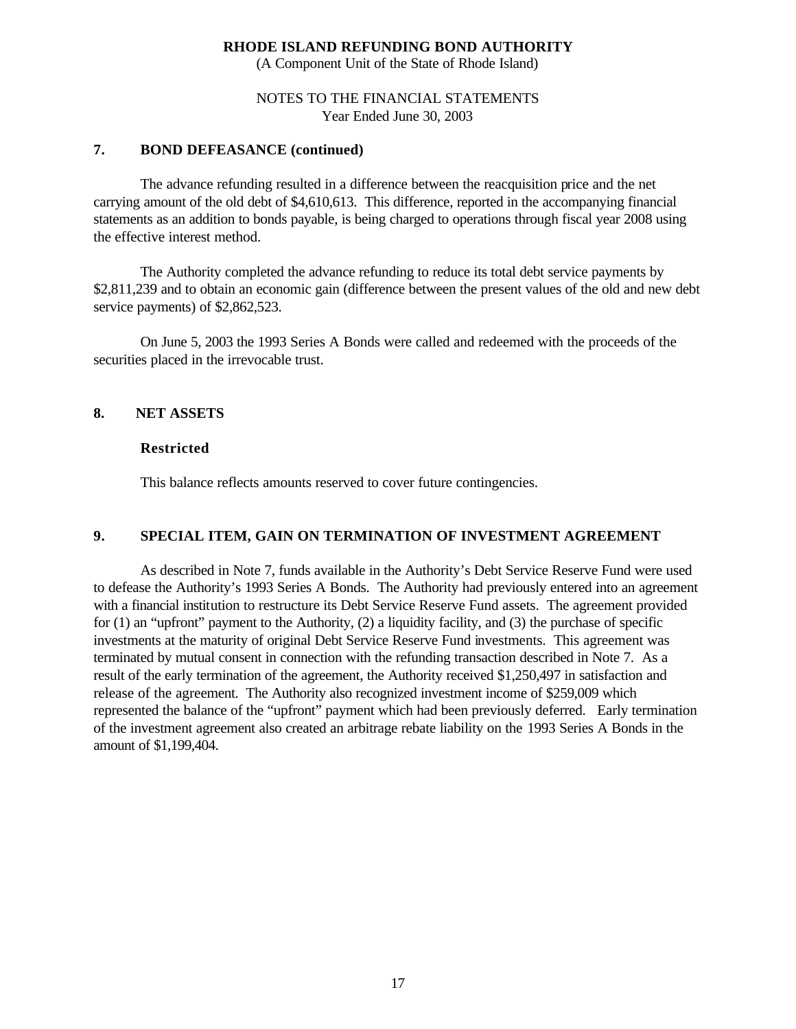## 7. BOND DEFEASANCE (continued)

The advance refunding resulted in a difference between the reacquisition price and the net carrying amount of the old debt of $4,610,613. This difference, reported in the accompanying financial statements as an addition to bonds payable, is being charged to operations through fiscal year 2008 using the effective interest method.

The Authority completed the advance refunding to reduce its total debt service payments by $2,811,239 and to obtain an economic gain (difference between the present values of the old and new debt service payments) of $2,862,523.

On June 5, 2003 the 1993 Series A Bonds were called and redeemed with the proceeds of the securities placed in the irrevocable trust.

## 8. NET ASSETS

### Restricted

This balance reflects amounts reserved to cover future contingencies.

## 9. SPECIAL ITEM, GAIN ON TERMINATION OF INVESTMENT AGREEMENT

As described in Note 7, funds available in the Authority's Debt Service Reserve Fund were used to defease the Authority's 1993 Series A Bonds. The Authority had previously entered into an agreement with a financial institution to restructure its Debt Service Reserve Fund assets. The agreement provided for (1) an "upfront" payment to the Authority, (2) a liquidity facility, and (3) the purchase of specific investments at the maturity of original Debt Service Reserve Fund investments. This agreement was terminated by mutual consent in connection with the refunding transaction described in Note 7. As a result of the early termination of the agreement, the Authority received $1,250,497 in satisfaction and release of the agreement. The Authority also recognized investment income of $259,009 which represented the balance of the "upfront" payment which had been previously deferred. Early termination of the investment agreement also created an arbitrage rebate liability on the 1993 Series A Bonds in the amount of $1,199,404.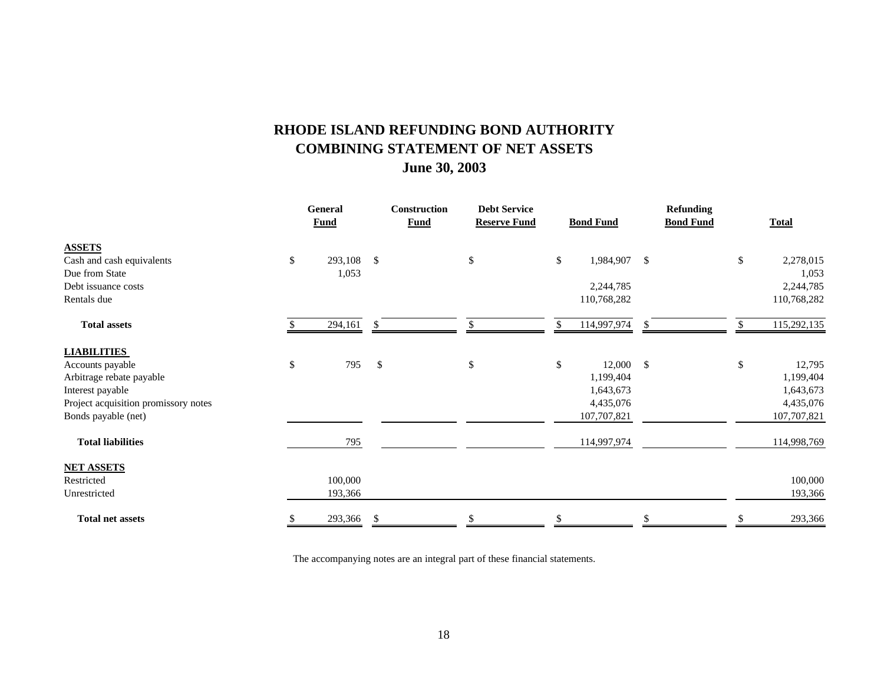# RHODE ISLAND REFUNDING BOND AUTHORITY
## COMBINING STATEMENT OF NET ASSETS
### June 30, 2003

| | General Fund | Construction Fund | Debt Service Reserve Fund | Bond Fund | Refunding Bond Fund | Total |
|---|---|---|---|---|---|---|
| **ASSETS** | | | | | | |
| Cash and cash equivalents | $ 293,108 | $ | $ | $ 1,984,907 | $ | $ 2,278,015 |
| Due from State | 1,053 | | | | | 1,053 |
| Debt issuance costs | | | | 2,244,785 | | 2,244,785 |
| Rentals due | | | | 110,768,282 | | 110,768,282 |
| **Total assets** | $ 294,161 | $ | $ | $ 114,997,974 | $ | $ 115,292,135 |
| **LIABILITIES** | | | | | | |
| Accounts payable | $ 795 | $ | $ | $ 12,000 | $ | $ 12,795 |
| Arbitrage rebate payable | | | | 1,199,404 | | 1,199,404 |
| Interest payable | | | | 1,643,673 | | 1,643,673 |
| Project acquisition promissory notes | | | | 4,435,076 | | 4,435,076 |
| Bonds payable (net) | | | | 107,707,821 | | 107,707,821 |
| **Total liabilities** | 795 | | | 114,997,974 | | 114,998,769 |
| **NET ASSETS** | | | | | | |
| Restricted | 100,000 | | | | | 100,000 |
| Unrestricted | 193,366 | | | | | 193,366 |
| **Total net assets** | $ 293,366 | $ | $ | $ | $ | $ 293,366 |

The accompanying notes are an integral part of these financial statements.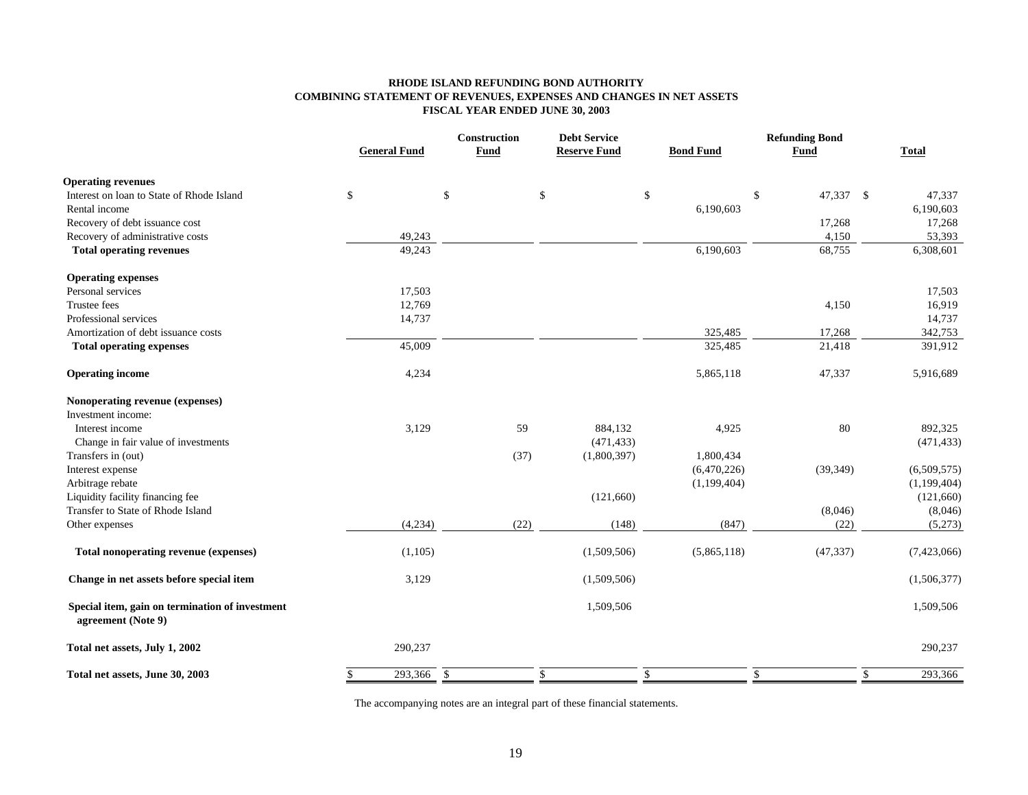**RHODE ISLAND REFUNDING BOND AUTHORITY**
**COMBINING STATEMENT OF REVENUES, EXPENSES AND CHANGES IN NET ASSETS**
**FISCAL YEAR ENDED JUNE 30, 2003**

| | General Fund | Construction Fund | Debt Service Reserve Fund | Bond Fund | Refunding Bond Fund | Total |
|---|---|---|---|---|---|---|
| **Operating revenues** | | | | | | |
| Interest on loan to State of Rhode Island | $ | $ | $ | $ | $ 47,337 | $ 47,337 |
| Rental income | | | | 6,190,603 | | 6,190,603 |
| Recovery of debt issuance cost | | | | | 17,268 | 17,268 |
| Recovery of administrative costs | 49,243 | | | | 4,150 | 53,393 |
| **Total operating revenues** | 49,243 | | | 6,190,603 | 68,755 | 6,308,601 |
| **Operating expenses** | | | | | | |
| Personal services | 17,503 | | | | | 17,503 |
| Trustee fees | 12,769 | | | | 4,150 | 16,919 |
| Professional services | 14,737 | | | | | 14,737 |
| Amortization of debt issuance costs | | | | 325,485 | 17,268 | 342,753 |
| **Total operating expenses** | 45,009 | | | 325,485 | 21,418 | 391,912 |
| **Operating income** | 4,234 | | | 5,865,118 | 47,337 | 5,916,689 |
| **Nonoperating revenue (expenses)** | | | | | | |
| Investment income: | | | | | | |
| Interest income | 3,129 | 59 | 884,132 | 4,925 | 80 | 892,325 |
| Change in fair value of investments | | | (471,433) | | | (471,433) |
| Transfers in (out) | | (37) | (1,800,397) | 1,800,434 | | |
| Interest expense | | | | (6,470,226) | (39,349) | (6,509,575) |
| Arbitrage rebate | | | | (1,199,404) | | (1,199,404) |
| Liquidity facility financing fee | | | (121,660) | | | (121,660) |
| Transfer to State of Rhode Island | | | | | (8,046) | (8,046) |
| Other expenses | (4,234) | (22) | (148) | (847) | (22) | (5,273) |
| **Total nonoperating revenue (expenses)** | (1,105) | | (1,509,506) | (5,865,118) | (47,337) | (7,423,066) |
| **Change in net assets before special item** | 3,129 | | (1,509,506) | | | (1,506,377) |
| **Special item, gain on termination of investment agreement (Note 9)** | | | 1,509,506 | | | 1,509,506 |
| **Total net assets, July 1, 2002** | 290,237 | | | | | 290,237 |
| **Total net assets, June 30, 2003** | $ 293,366 | $ | $ | $ | $ | $ 293,366 |

The accompanying notes are an integral part of these financial statements.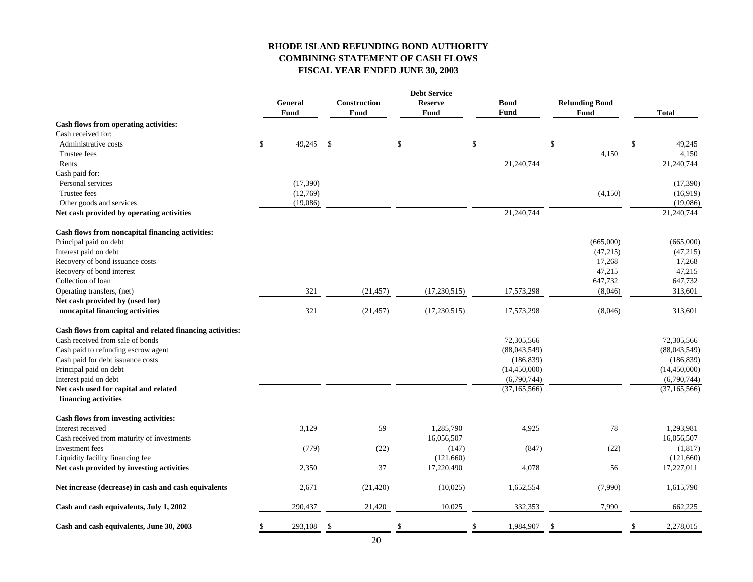# RHODE ISLAND REFUNDING BOND AUTHORITY
## COMBINING STATEMENT OF CASH FLOWS
## FISCAL YEAR ENDED JUNE 30, 2003

| | General Fund | Construction Fund | Debt Service Reserve Fund | Bond Fund | Refunding Bond Fund | Total |
|---|---|---|---|---|---|---|
| **Cash flows from operating activities:** | | | | | | |
| Cash received for: | | | | | | |
| Administrative costs | $ 49,245 | $ | $ | $ | $ | $ 49,245 |
| Trustee fees | | | | | 4,150 | 4,150 |
| Rents | | | | 21,240,744 | | 21,240,744 |
| Cash paid for: | | | | | | |
| Personal services | (17,390) | | | | | (17,390) |
| Trustee fees | (12,769) | | | | (4,150) | (16,919) |
| Other goods and services | (19,086) | | | | | (19,086) |
| **Net cash provided by operating activities** | | | | 21,240,744 | | 21,240,744 |
| **Cash flows from noncapital financing activities:** | | | | | | |
| Principal paid on debt | | | | | (665,000) | (665,000) |
| Interest paid on debt | | | | | (47,215) | (47,215) |
| Recovery of bond issuance costs | | | | | 17,268 | 17,268 |
| Recovery of bond interest | | | | | 47,215 | 47,215 |
| Collection of loan | | | | | 647,732 | 647,732 |
| Operating transfers, (net) | 321 | (21,457) | (17,230,515) | 17,573,298 | (8,046) | 313,601 |
| **Net cash provided by (used for) noncapital financing activities** | 321 | (21,457) | (17,230,515) | 17,573,298 | (8,046) | 313,601 |
| **Cash flows from capital and related financing activities:** | | | | | | |
| Cash received from sale of bonds | | | | 72,305,566 | | 72,305,566 |
| Cash paid to refunding escrow agent | | | | (88,043,549) | | (88,043,549) |
| Cash paid for debt issuance costs | | | | (186,839) | | (186,839) |
| Principal paid on debt | | | | (14,450,000) | | (14,450,000) |
| Interest paid on debt | | | | (6,790,744) | | (6,790,744) |
| **Net cash used for capital and related financing activities** | | | | (37,165,566) | | (37,165,566) |
| **Cash flows from investing activities:** | | | | | | |
| Interest received | 3,129 | 59 | 1,285,790 | 4,925 | 78 | 1,293,981 |
| Cash received from maturity of investments | | | 16,056,507 | | | 16,056,507 |
| Investment fees | (779) | (22) | (147) | (847) | (22) | (1,817) |
| Liquidity facility financing fee | | | (121,660) | | | (121,660) |
| **Net cash provided by investing activities** | 2,350 | 37 | 17,220,490 | 4,078 | 56 | 17,227,011 |
| **Net increase (decrease) in cash and cash equivalents** | 2,671 | (21,420) | (10,025) | 1,652,554 | (7,990) | 1,615,790 |
| **Cash and cash equivalents, July 1, 2002** | 290,437 | 21,420 | 10,025 | 332,353 | 7,990 | 662,225 |
| **Cash and cash equivalents, June 30, 2003** | $ 293,108 | $ | $ | $ 1,984,907 | $ | $ 2,278,015 |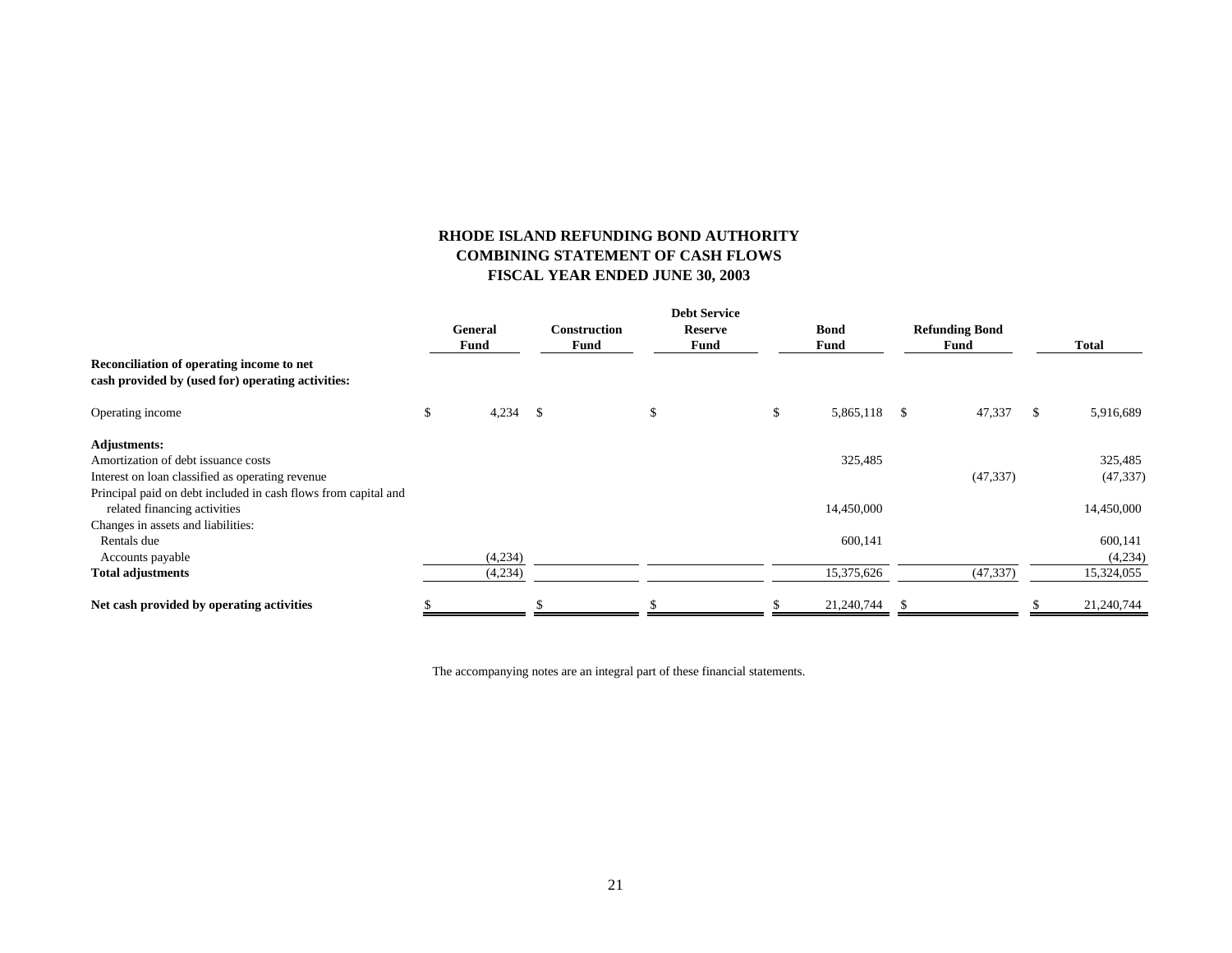# RHODE ISLAND REFUNDING BOND AUTHORITY
## COMBINING STATEMENT OF CASH FLOWS
## FISCAL YEAR ENDED JUNE 30, 2003

| | General Fund | Construction Fund | Debt Service Reserve Fund | Bond Fund | Refunding Bond Fund | Total |
|---|---|---|---|---|---|---|
| **Reconciliation of operating income to net cash provided by (used for) operating activities:** | | | | | | |
| Operating income | $ 4,234 | $ | $ | $ 5,865,118 | $ 47,337 | $ 5,916,689 |
| **Adjustments:** | | | | | | |
| Amortization of debt issuance costs | | | | 325,485 | | 325,485 |
| Interest on loan classified as operating revenue | | | | | (47,337) | (47,337) |
| Principal paid on debt included in cash flows from capital and related financing activities | | | | 14,450,000 | | 14,450,000 |
| Changes in assets and liabilities: | | | | | | |
| Rentals due | | | | 600,141 | | 600,141 |
| Accounts payable | (4,234) | | | | | (4,234) |
| **Total adjustments** | (4,234) | | | 15,375,626 | (47,337) | 15,324,055 |
| **Net cash provided by operating activities** | $ | $ | $ | $ 21,240,744 | $ | $ 21,240,744 |

The accompanying notes are an integral part of these financial statements.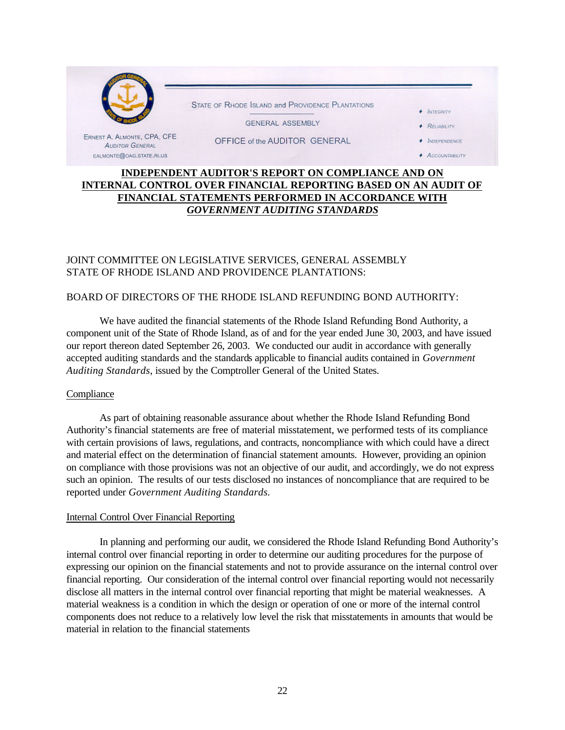State of Rhode Island and Providence Plantations

General Assembly

Office of the Auditor General

Ernest A. Almonte, CPA, CFE
Auditor General
ealmonte@oag.state.ri.us

- Integrity
- Reliability
- Independence
- Accountability

# INDEPENDENT AUDITOR'S REPORT ON COMPLIANCE AND ON INTERNAL CONTROL OVER FINANCIAL REPORTING BASED ON AN AUDIT OF FINANCIAL STATEMENTS PERFORMED IN ACCORDANCE WITH *GOVERNMENT AUDITING STANDARDS*

JOINT COMMITTEE ON LEGISLATIVE SERVICES, GENERAL ASSEMBLY
STATE OF RHODE ISLAND AND PROVIDENCE PLANTATIONS:

BOARD OF DIRECTORS OF THE RHODE ISLAND REFUNDING BOND AUTHORITY:

We have audited the financial statements of the Rhode Island Refunding Bond Authority, a component unit of the State of Rhode Island, as of and for the year ended June 30, 2003, and have issued our report thereon dated September 26, 2003. We conducted our audit in accordance with generally accepted auditing standards and the standards applicable to financial audits contained in *Government Auditing Standards*, issued by the Comptroller General of the United States.

## Compliance

As part of obtaining reasonable assurance about whether the Rhode Island Refunding Bond Authority's financial statements are free of material misstatement, we performed tests of its compliance with certain provisions of laws, regulations, and contracts, noncompliance with which could have a direct and material effect on the determination of financial statement amounts. However, providing an opinion on compliance with those provisions was not an objective of our audit, and accordingly, we do not express such an opinion. The results of our tests disclosed no instances of noncompliance that are required to be reported under *Government Auditing Standards*.

## Internal Control Over Financial Reporting

In planning and performing our audit, we considered the Rhode Island Refunding Bond Authority's internal control over financial reporting in order to determine our auditing procedures for the purpose of expressing our opinion on the financial statements and not to provide assurance on the internal control over financial reporting. Our consideration of the internal control over financial reporting would not necessarily disclose all matters in the internal control over financial reporting that might be material weaknesses. A material weakness is a condition in which the design or operation of one or more of the internal control components does not reduce to a relatively low level the risk that misstatements in amounts that would be material in relation to the financial statements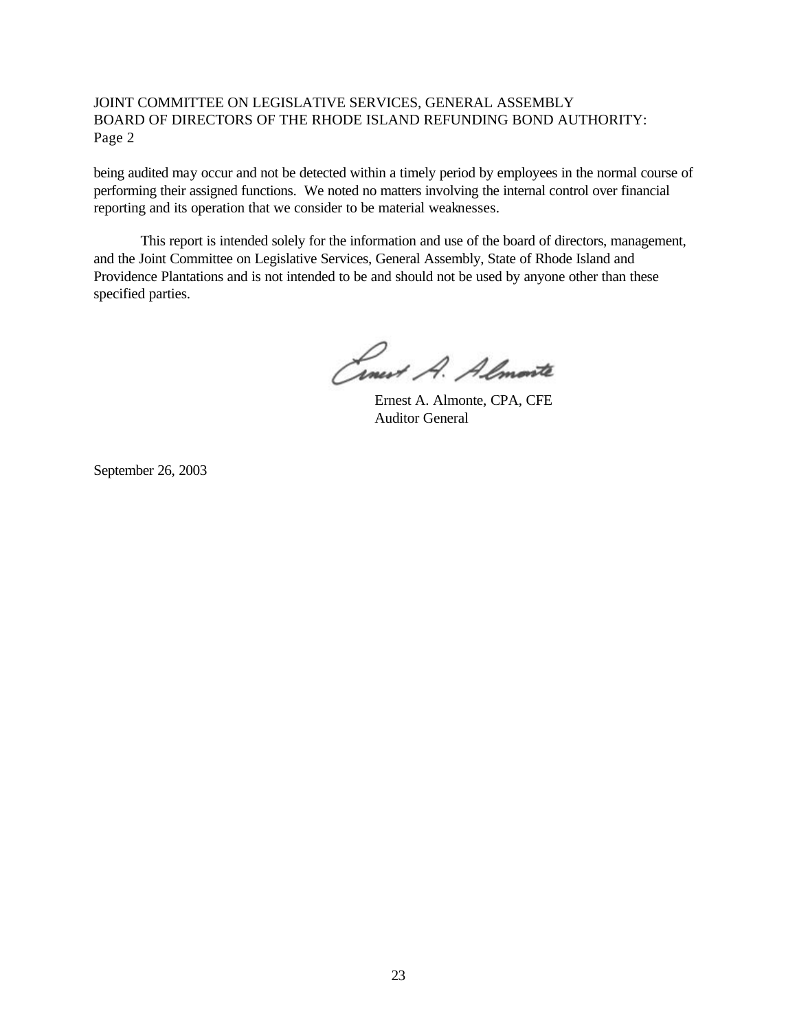being audited may occur and not be detected within a timely period by employees in the normal course of performing their assigned functions. We noted no matters involving the internal control over financial reporting and its operation that we consider to be material weaknesses.

This report is intended solely for the information and use of the board of directors, management, and the Joint Committee on Legislative Services, General Assembly, State of Rhode Island and Providence Plantations and is not intended to be and should not be used by anyone other than these specified parties.

Ernest A. Almonte, CPA, CFE
Auditor General

September 26, 2003